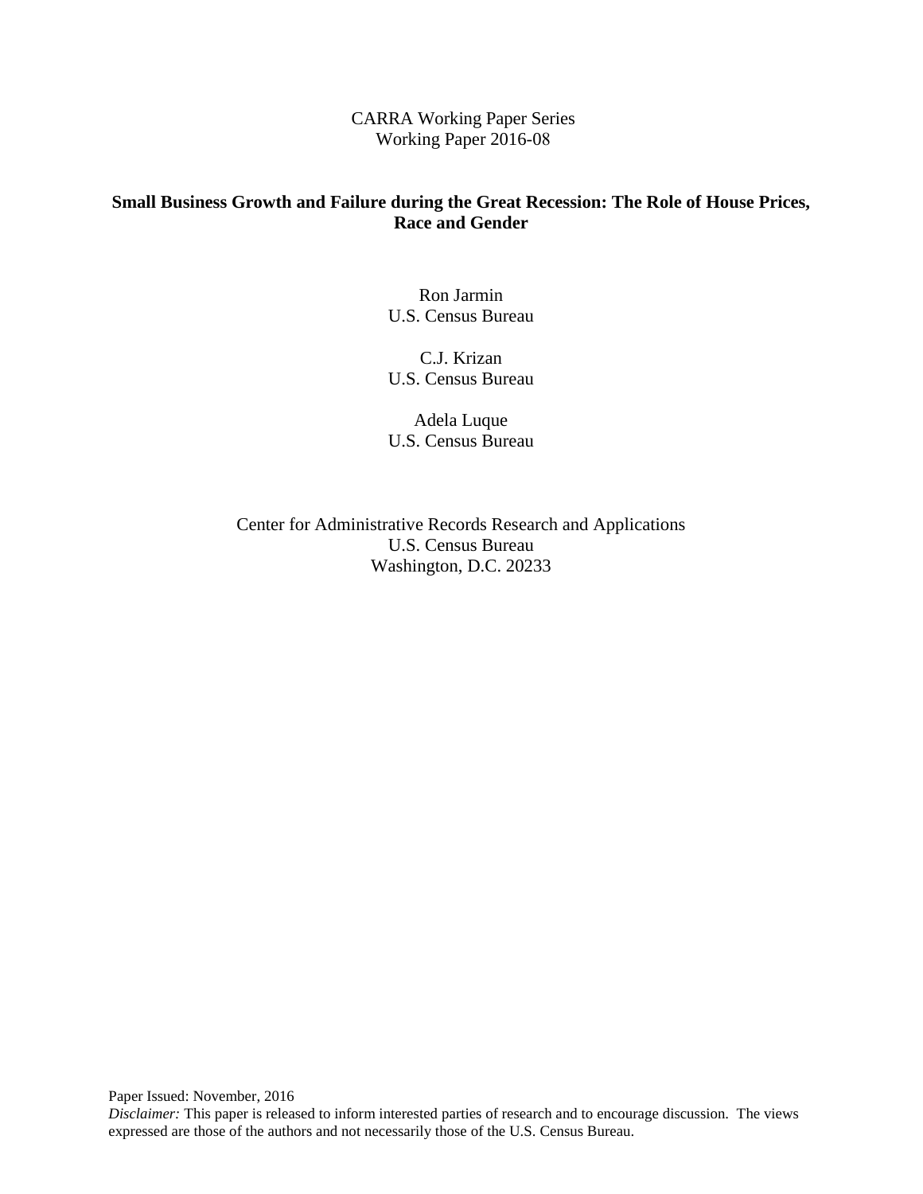CARRA Working Paper Series
Working Paper 2016-08

# Small Business Growth and Failure during the Great Recession: The Role of House Prices, Race and Gender

Ron Jarmin
U.S. Census Bureau

C.J. Krizan
U.S. Census Bureau

Adela Luque
U.S. Census Bureau

Center for Administrative Records Research and Applications
U.S. Census Bureau
Washington, D.C. 20233

Paper Issued: November, 2016

*Disclaimer:* This paper is released to inform interested parties of research and to encourage discussion. The views expressed are those of the authors and not necessarily those of the U.S. Census Bureau.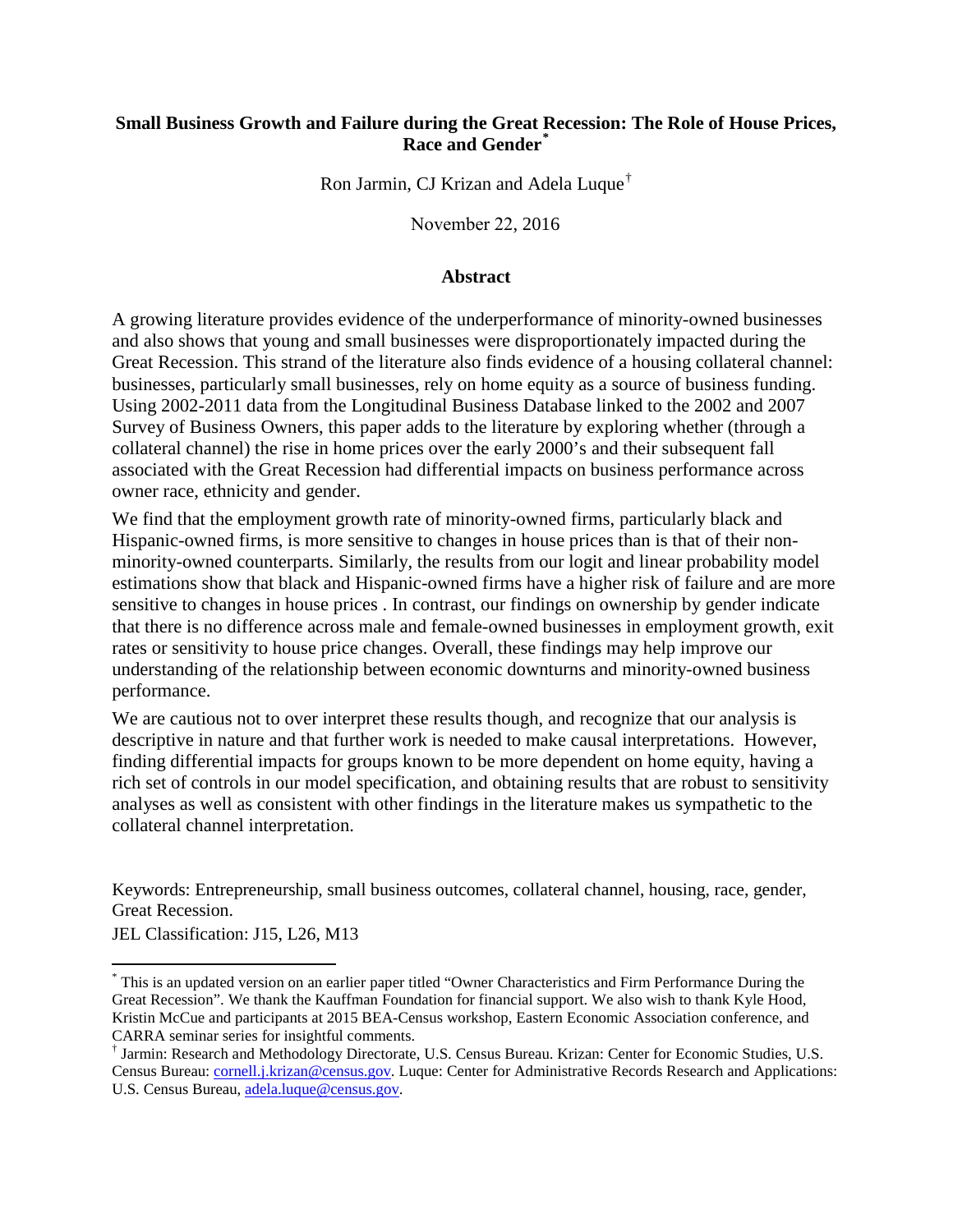**Small Business Growth and Failure during the Great Recession: The Role of House Prices, Race and Gender**[*]

Ron Jarmin, CJ Krizan and Adela Luque[†]

November 22, 2016

## Abstract

A growing literature provides evidence of the underperformance of minority-owned businesses and also shows that young and small businesses were disproportionately impacted during the Great Recession. This strand of the literature also finds evidence of a housing collateral channel: businesses, particularly small businesses, rely on home equity as a source of business funding. Using 2002-2011 data from the Longitudinal Business Database linked to the 2002 and 2007 Survey of Business Owners, this paper adds to the literature by exploring whether (through a collateral channel) the rise in home prices over the early 2000's and their subsequent fall associated with the Great Recession had differential impacts on business performance across owner race, ethnicity and gender.

We find that the employment growth rate of minority-owned firms, particularly black and Hispanic-owned firms, is more sensitive to changes in house prices than is that of their non-minority-owned counterparts. Similarly, the results from our logit and linear probability model estimations show that black and Hispanic-owned firms have a higher risk of failure and are more sensitive to changes in house prices . In contrast, our findings on ownership by gender indicate that there is no difference across male and female-owned businesses in employment growth, exit rates or sensitivity to house price changes. Overall, these findings may help improve our understanding of the relationship between economic downturns and minority-owned business performance.

We are cautious not to over interpret these results though, and recognize that our analysis is descriptive in nature and that further work is needed to make causal interpretations. However, finding differential impacts for groups known to be more dependent on home equity, having a rich set of controls in our model specification, and obtaining results that are robust to sensitivity analyses as well as consistent with other findings in the literature makes us sympathetic to the collateral channel interpretation.

Keywords: Entrepreneurship, small business outcomes, collateral channel, housing, race, gender, Great Recession.

JEL Classification: J15, L26, M13

---

[*] This is an updated version on an earlier paper titled "Owner Characteristics and Firm Performance During the Great Recession". We thank the Kauffman Foundation for financial support. We also wish to thank Kyle Hood, Kristin McCue and participants at 2015 BEA-Census workshop, Eastern Economic Association conference, and CARRA seminar series for insightful comments.

[†] Jarmin: Research and Methodology Directorate, U.S. Census Bureau. Krizan: Center for Economic Studies, U.S. Census Bureau: cornell.j.krizan@census.gov. Luque: Center for Administrative Records Research and Applications: U.S. Census Bureau, adela.luque@census.gov.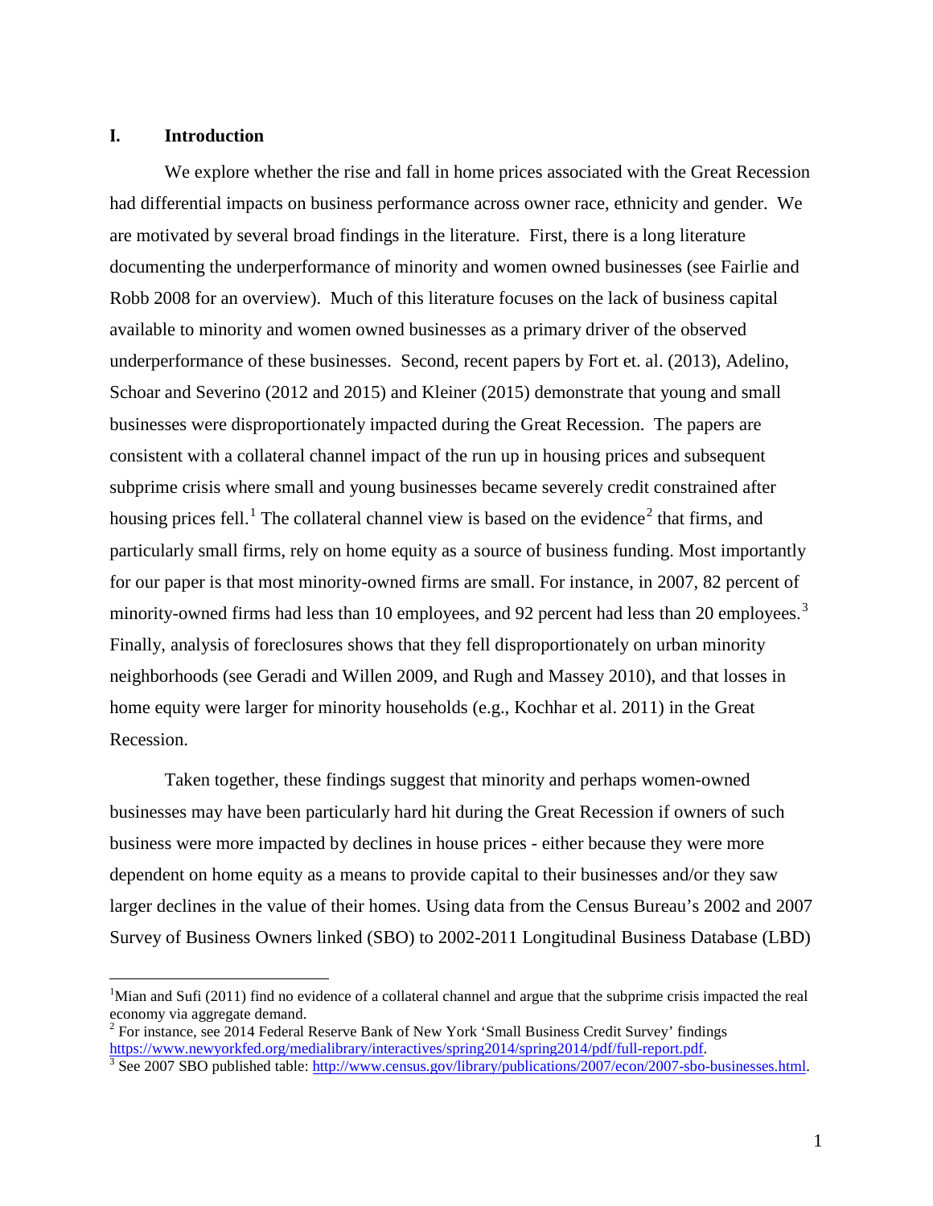## I. Introduction

We explore whether the rise and fall in home prices associated with the Great Recession had differential impacts on business performance across owner race, ethnicity and gender. We are motivated by several broad findings in the literature. First, there is a long literature documenting the underperformance of minority and women owned businesses (see Fairlie and Robb 2008 for an overview). Much of this literature focuses on the lack of business capital available to minority and women owned businesses as a primary driver of the observed underperformance of these businesses. Second, recent papers by Fort et. al. (2013), Adelino, Schoar and Severino (2012 and 2015) and Kleiner (2015) demonstrate that young and small businesses were disproportionately impacted during the Great Recession. The papers are consistent with a collateral channel impact of the run up in housing prices and subsequent subprime crisis where small and young businesses became severely credit constrained after housing prices fell.[1] The collateral channel view is based on the evidence[2] that firms, and particularly small firms, rely on home equity as a source of business funding. Most importantly for our paper is that most minority-owned firms are small. For instance, in 2007, 82 percent of minority-owned firms had less than 10 employees, and 92 percent had less than 20 employees.[3] Finally, analysis of foreclosures shows that they fell disproportionately on urban minority neighborhoods (see Geradi and Willen 2009, and Rugh and Massey 2010), and that losses in home equity were larger for minority households (e.g., Kochhar et al. 2011) in the Great Recession.

Taken together, these findings suggest that minority and perhaps women-owned businesses may have been particularly hard hit during the Great Recession if owners of such business were more impacted by declines in house prices - either because they were more dependent on home equity as a means to provide capital to their businesses and/or they saw larger declines in the value of their homes. Using data from the Census Bureau's 2002 and 2007 Survey of Business Owners linked (SBO) to 2002-2011 Longitudinal Business Database (LBD)

---

[1] Mian and Sufi (2011) find no evidence of a collateral channel and argue that the subprime crisis impacted the real economy via aggregate demand.

[2] For instance, see 2014 Federal Reserve Bank of New York 'Small Business Credit Survey' findings https://www.newyorkfed.org/medialibrary/interactives/spring2014/spring2014/pdf/full-report.pdf.

[3] See 2007 SBO published table: http://www.census.gov/library/publications/2007/econ/2007-sbo-businesses.html.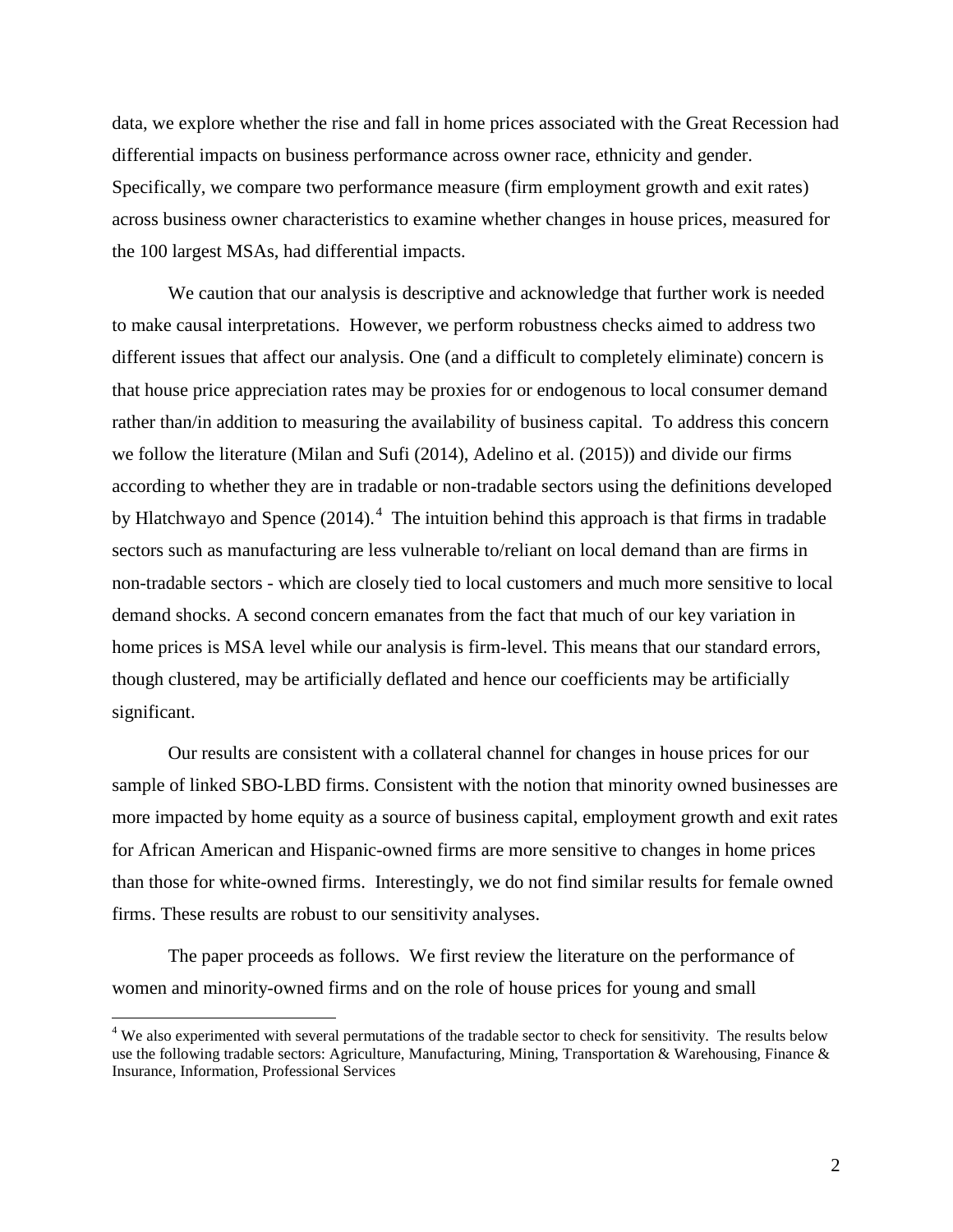data, we explore whether the rise and fall in home prices associated with the Great Recession had differential impacts on business performance across owner race, ethnicity and gender. Specifically, we compare two performance measure (firm employment growth and exit rates) across business owner characteristics to examine whether changes in house prices, measured for the 100 largest MSAs, had differential impacts.

We caution that our analysis is descriptive and acknowledge that further work is needed to make causal interpretations. However, we perform robustness checks aimed to address two different issues that affect our analysis. One (and a difficult to completely eliminate) concern is that house price appreciation rates may be proxies for or endogenous to local consumer demand rather than/in addition to measuring the availability of business capital. To address this concern we follow the literature (Milan and Sufi (2014), Adelino et al. (2015)) and divide our firms according to whether they are in tradable or non-tradable sectors using the definitions developed by Hlatchwayo and Spence (2014).[4] The intuition behind this approach is that firms in tradable sectors such as manufacturing are less vulnerable to/reliant on local demand than are firms in non-tradable sectors - which are closely tied to local customers and much more sensitive to local demand shocks. A second concern emanates from the fact that much of our key variation in home prices is MSA level while our analysis is firm-level. This means that our standard errors, though clustered, may be artificially deflated and hence our coefficients may be artificially significant.

Our results are consistent with a collateral channel for changes in house prices for our sample of linked SBO-LBD firms. Consistent with the notion that minority owned businesses are more impacted by home equity as a source of business capital, employment growth and exit rates for African American and Hispanic-owned firms are more sensitive to changes in home prices than those for white-owned firms. Interestingly, we do not find similar results for female owned firms. These results are robust to our sensitivity analyses.

The paper proceeds as follows. We first review the literature on the performance of women and minority-owned firms and on the role of house prices for young and small

---

[4] We also experimented with several permutations of the tradable sector to check for sensitivity. The results below use the following tradable sectors: Agriculture, Manufacturing, Mining, Transportation & Warehousing, Finance & Insurance, Information, Professional Services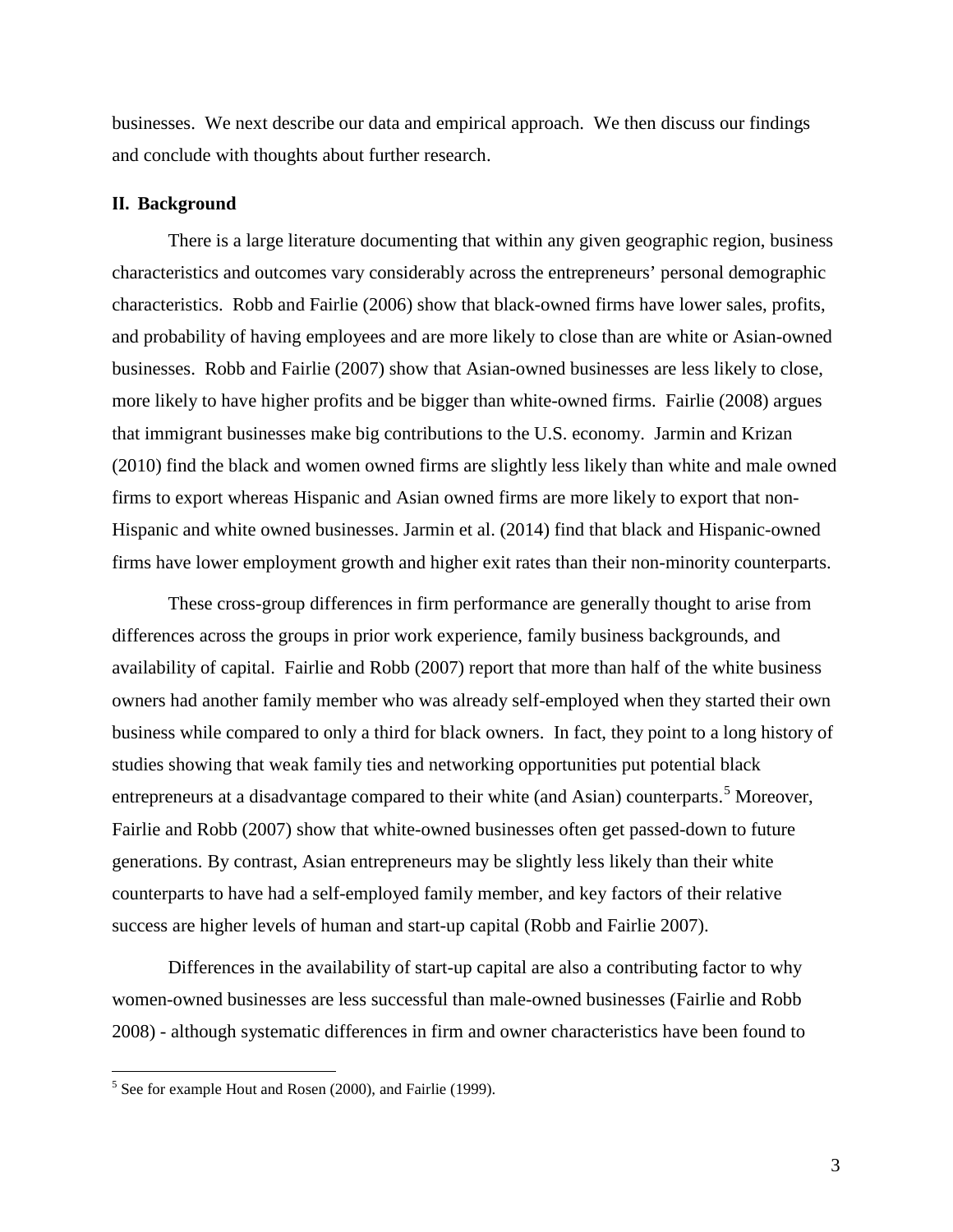businesses. We next describe our data and empirical approach. We then discuss our findings and conclude with thoughts about further research.

## II. Background

There is a large literature documenting that within any given geographic region, business characteristics and outcomes vary considerably across the entrepreneurs' personal demographic characteristics. Robb and Fairlie (2006) show that black-owned firms have lower sales, profits, and probability of having employees and are more likely to close than are white or Asian-owned businesses. Robb and Fairlie (2007) show that Asian-owned businesses are less likely to close, more likely to have higher profits and be bigger than white-owned firms. Fairlie (2008) argues that immigrant businesses make big contributions to the U.S. economy. Jarmin and Krizan (2010) find the black and women owned firms are slightly less likely than white and male owned firms to export whereas Hispanic and Asian owned firms are more likely to export that non-Hispanic and white owned businesses. Jarmin et al. (2014) find that black and Hispanic-owned firms have lower employment growth and higher exit rates than their non-minority counterparts.

These cross-group differences in firm performance are generally thought to arise from differences across the groups in prior work experience, family business backgrounds, and availability of capital. Fairlie and Robb (2007) report that more than half of the white business owners had another family member who was already self-employed when they started their own business while compared to only a third for black owners. In fact, they point to a long history of studies showing that weak family ties and networking opportunities put potential black entrepreneurs at a disadvantage compared to their white (and Asian) counterparts.[5] Moreover, Fairlie and Robb (2007) show that white-owned businesses often get passed-down to future generations. By contrast, Asian entrepreneurs may be slightly less likely than their white counterparts to have had a self-employed family member, and key factors of their relative success are higher levels of human and start-up capital (Robb and Fairlie 2007).

Differences in the availability of start-up capital are also a contributing factor to why women-owned businesses are less successful than male-owned businesses (Fairlie and Robb 2008) - although systematic differences in firm and owner characteristics have been found to

[5] See for example Hout and Rosen (2000), and Fairlie (1999).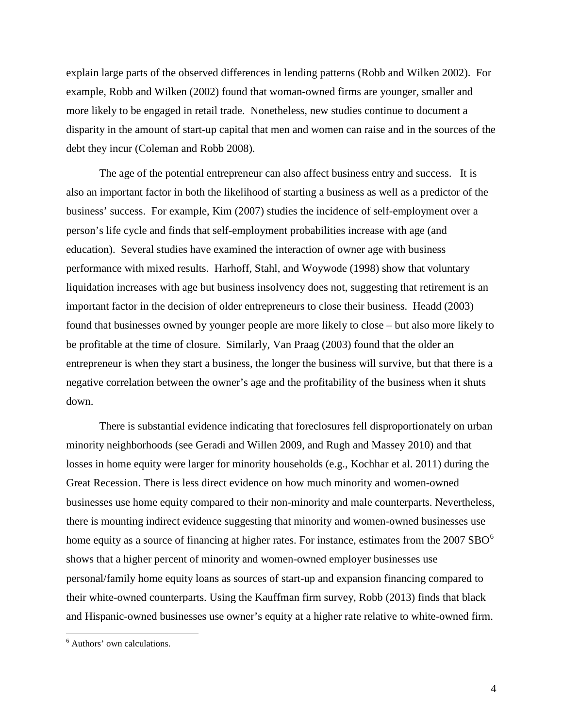explain large parts of the observed differences in lending patterns (Robb and Wilken 2002). For example, Robb and Wilken (2002) found that woman-owned firms are younger, smaller and more likely to be engaged in retail trade. Nonetheless, new studies continue to document a disparity in the amount of start-up capital that men and women can raise and in the sources of the debt they incur (Coleman and Robb 2008).

The age of the potential entrepreneur can also affect business entry and success. It is also an important factor in both the likelihood of starting a business as well as a predictor of the business' success. For example, Kim (2007) studies the incidence of self-employment over a person's life cycle and finds that self-employment probabilities increase with age (and education). Several studies have examined the interaction of owner age with business performance with mixed results. Harhoff, Stahl, and Woywode (1998) show that voluntary liquidation increases with age but business insolvency does not, suggesting that retirement is an important factor in the decision of older entrepreneurs to close their business. Headd (2003) found that businesses owned by younger people are more likely to close – but also more likely to be profitable at the time of closure. Similarly, Van Praag (2003) found that the older an entrepreneur is when they start a business, the longer the business will survive, but that there is a negative correlation between the owner's age and the profitability of the business when it shuts down.

There is substantial evidence indicating that foreclosures fell disproportionately on urban minority neighborhoods (see Geradi and Willen 2009, and Rugh and Massey 2010) and that losses in home equity were larger for minority households (e.g., Kochhar et al. 2011) during the Great Recession. There is less direct evidence on how much minority and women-owned businesses use home equity compared to their non-minority and male counterparts. Nevertheless, there is mounting indirect evidence suggesting that minority and women-owned businesses use home equity as a source of financing at higher rates. For instance, estimates from the 2007 SBO[6] shows that a higher percent of minority and women-owned employer businesses use personal/family home equity loans as sources of start-up and expansion financing compared to their white-owned counterparts. Using the Kauffman firm survey, Robb (2013) finds that black and Hispanic-owned businesses use owner's equity at a higher rate relative to white-owned firm.

[6] Authors' own calculations.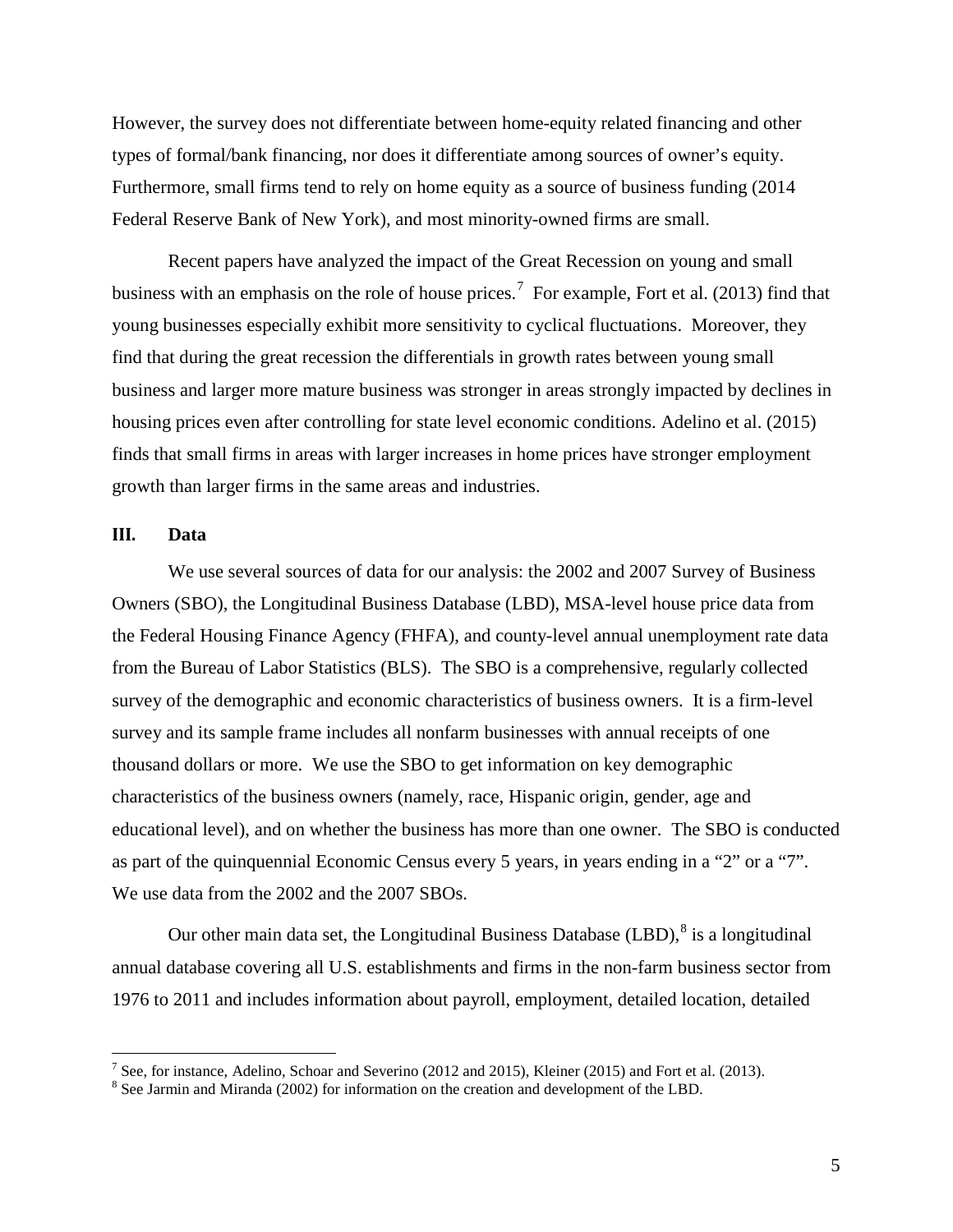However, the survey does not differentiate between home-equity related financing and other types of formal/bank financing, nor does it differentiate among sources of owner's equity. Furthermore, small firms tend to rely on home equity as a source of business funding (2014 Federal Reserve Bank of New York), and most minority-owned firms are small.

Recent papers have analyzed the impact of the Great Recession on young and small business with an emphasis on the role of house prices.[7] For example, Fort et al. (2013) find that young businesses especially exhibit more sensitivity to cyclical fluctuations. Moreover, they find that during the great recession the differentials in growth rates between young small business and larger more mature business was stronger in areas strongly impacted by declines in housing prices even after controlling for state level economic conditions. Adelino et al. (2015) finds that small firms in areas with larger increases in home prices have stronger employment growth than larger firms in the same areas and industries.

## III. Data

We use several sources of data for our analysis: the 2002 and 2007 Survey of Business Owners (SBO), the Longitudinal Business Database (LBD), MSA-level house price data from the Federal Housing Finance Agency (FHFA), and county-level annual unemployment rate data from the Bureau of Labor Statistics (BLS). The SBO is a comprehensive, regularly collected survey of the demographic and economic characteristics of business owners. It is a firm-level survey and its sample frame includes all nonfarm businesses with annual receipts of one thousand dollars or more. We use the SBO to get information on key demographic characteristics of the business owners (namely, race, Hispanic origin, gender, age and educational level), and on whether the business has more than one owner. The SBO is conducted as part of the quinquennial Economic Census every 5 years, in years ending in a "2" or a "7". We use data from the 2002 and the 2007 SBOs.

Our other main data set, the Longitudinal Business Database (LBD),[8] is a longitudinal annual database covering all U.S. establishments and firms in the non-farm business sector from 1976 to 2011 and includes information about payroll, employment, detailed location, detailed

[7] See, for instance, Adelino, Schoar and Severino (2012 and 2015), Kleiner (2015) and Fort et al. (2013).

[8] See Jarmin and Miranda (2002) for information on the creation and development of the LBD.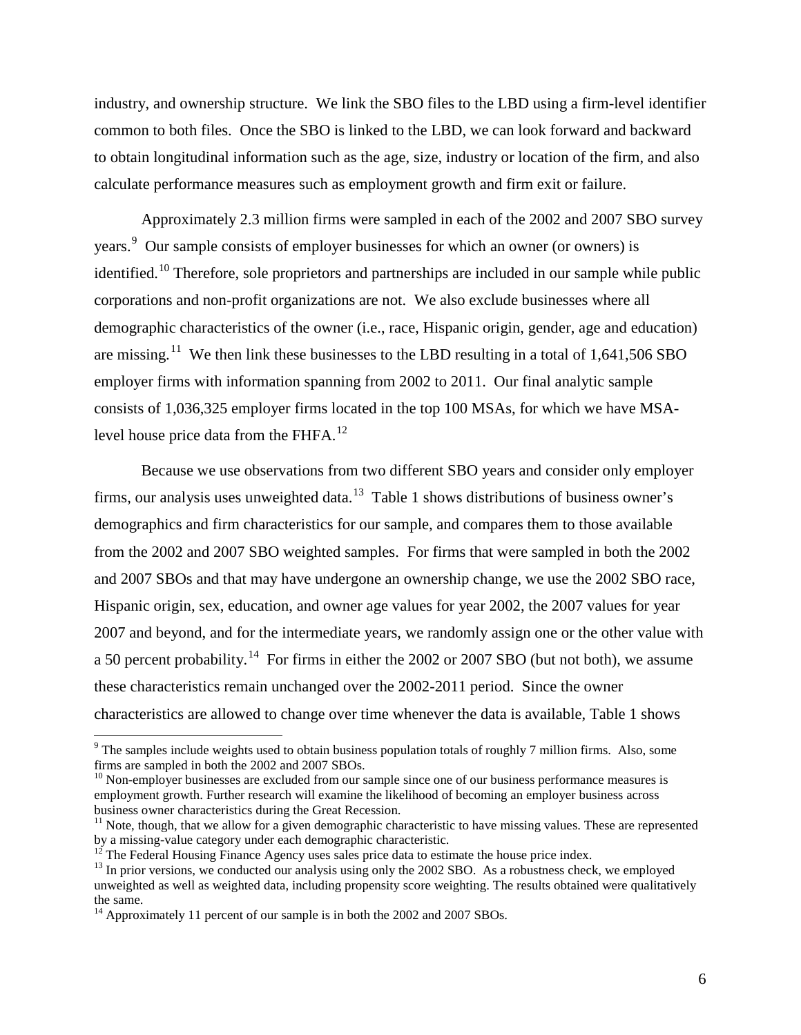industry, and ownership structure. We link the SBO files to the LBD using a firm-level identifier common to both files. Once the SBO is linked to the LBD, we can look forward and backward to obtain longitudinal information such as the age, size, industry or location of the firm, and also calculate performance measures such as employment growth and firm exit or failure.

Approximately 2.3 million firms were sampled in each of the 2002 and 2007 SBO survey years.[9] Our sample consists of employer businesses for which an owner (or owners) is identified.[10] Therefore, sole proprietors and partnerships are included in our sample while public corporations and non-profit organizations are not. We also exclude businesses where all demographic characteristics of the owner (i.e., race, Hispanic origin, gender, age and education) are missing.[11] We then link these businesses to the LBD resulting in a total of 1,641,506 SBO employer firms with information spanning from 2002 to 2011. Our final analytic sample consists of 1,036,325 employer firms located in the top 100 MSAs, for which we have MSA-level house price data from the FHFA.[12]

Because we use observations from two different SBO years and consider only employer firms, our analysis uses unweighted data.[13] Table 1 shows distributions of business owner's demographics and firm characteristics for our sample, and compares them to those available from the 2002 and 2007 SBO weighted samples. For firms that were sampled in both the 2002 and 2007 SBOs and that may have undergone an ownership change, we use the 2002 SBO race, Hispanic origin, sex, education, and owner age values for year 2002, the 2007 values for year 2007 and beyond, and for the intermediate years, we randomly assign one or the other value with a 50 percent probability.[14] For firms in either the 2002 or 2007 SBO (but not both), we assume these characteristics remain unchanged over the 2002-2011 period. Since the owner characteristics are allowed to change over time whenever the data is available, Table 1 shows

---

[9] The samples include weights used to obtain business population totals of roughly 7 million firms. Also, some firms are sampled in both the 2002 and 2007 SBOs.

[10] Non-employer businesses are excluded from our sample since one of our business performance measures is employment growth. Further research will examine the likelihood of becoming an employer business across business owner characteristics during the Great Recession.

[11] Note, though, that we allow for a given demographic characteristic to have missing values. These are represented by a missing-value category under each demographic characteristic.

[12] The Federal Housing Finance Agency uses sales price data to estimate the house price index.

[13] In prior versions, we conducted our analysis using only the 2002 SBO. As a robustness check, we employed unweighted as well as weighted data, including propensity score weighting. The results obtained were qualitatively the same.

[14] Approximately 11 percent of our sample is in both the 2002 and 2007 SBOs.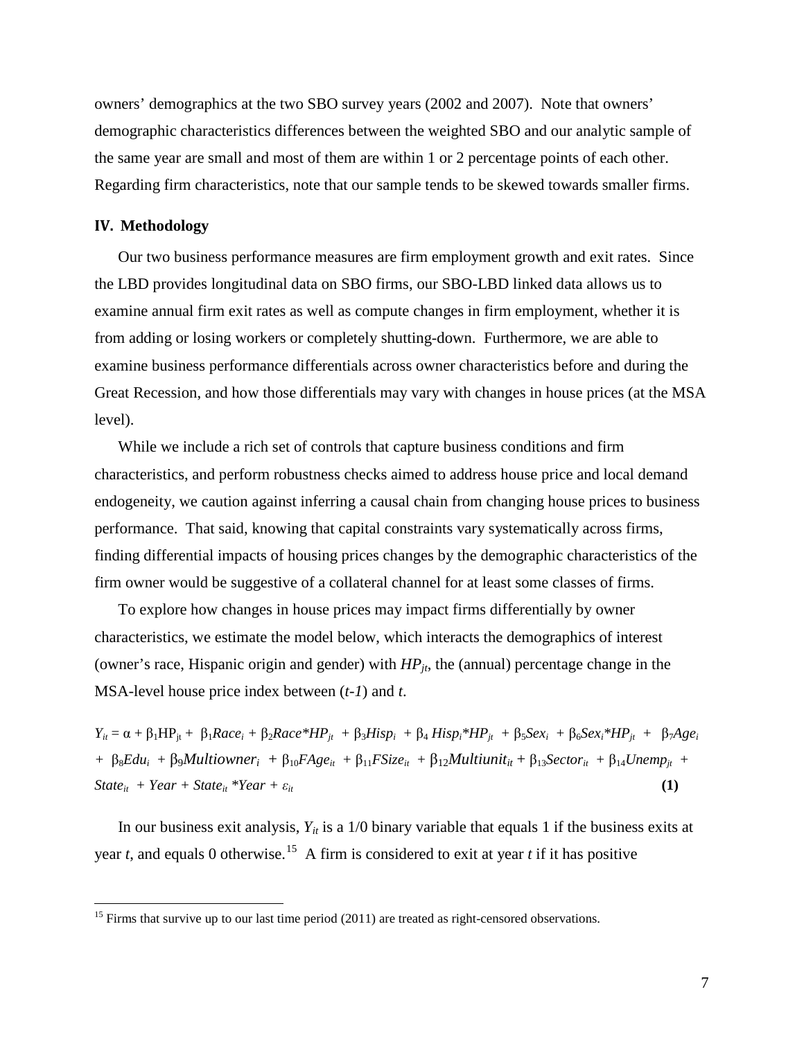owners' demographics at the two SBO survey years (2002 and 2007). Note that owners' demographic characteristics differences between the weighted SBO and our analytic sample of the same year are small and most of them are within 1 or 2 percentage points of each other. Regarding firm characteristics, note that our sample tends to be skewed towards smaller firms.

## IV. Methodology

Our two business performance measures are firm employment growth and exit rates. Since the LBD provides longitudinal data on SBO firms, our SBO-LBD linked data allows us to examine annual firm exit rates as well as compute changes in firm employment, whether it is from adding or losing workers or completely shutting-down. Furthermore, we are able to examine business performance differentials across owner characteristics before and during the Great Recession, and how those differentials may vary with changes in house prices (at the MSA level).

While we include a rich set of controls that capture business conditions and firm characteristics, and perform robustness checks aimed to address house price and local demand endogeneity, we caution against inferring a causal chain from changing house prices to business performance. That said, knowing that capital constraints vary systematically across firms, finding differential impacts of housing prices changes by the demographic characteristics of the firm owner would be suggestive of a collateral channel for at least some classes of firms.

To explore how changes in house prices may impact firms differentially by owner characteristics, we estimate the model below, which interacts the demographics of interest (owner's race, Hispanic origin and gender) with $HP_{jt}$, the (annual) percentage change in the MSA-level house price index between ($t$-$1$) and $t$.

$$Y_{it} = \alpha + \beta_1 \mathrm{HP}_{jt} + \beta_1 Race_i + \beta_2 Race{*}HP_{jt} + \beta_3 Hisp_i + \beta_4 Hisp_i{*}HP_{jt} + \beta_5 Sex_i + \beta_6 Sex_i{*}HP_{jt} + \beta_7 Age_i + \beta_8 Edu_i + \beta_9 Multiowner_i + \beta_{10} FAge_{it} + \beta_{11} FSize_{it} + \beta_{12} Multiunit_{it} + \beta_{13} Sector_{it} + \beta_{14} Unemp_{jt} + State_{it} + Year + State_{it}{*}Year + \varepsilon_{it} \quad \textbf{(1)}$$

In our business exit analysis, $Y_{it}$ is a 1/0 binary variable that equals 1 if the business exits at year $t$, and equals 0 otherwise.[15] A firm is considered to exit at year $t$ if it has positive

[15] Firms that survive up to our last time period (2011) are treated as right-censored observations.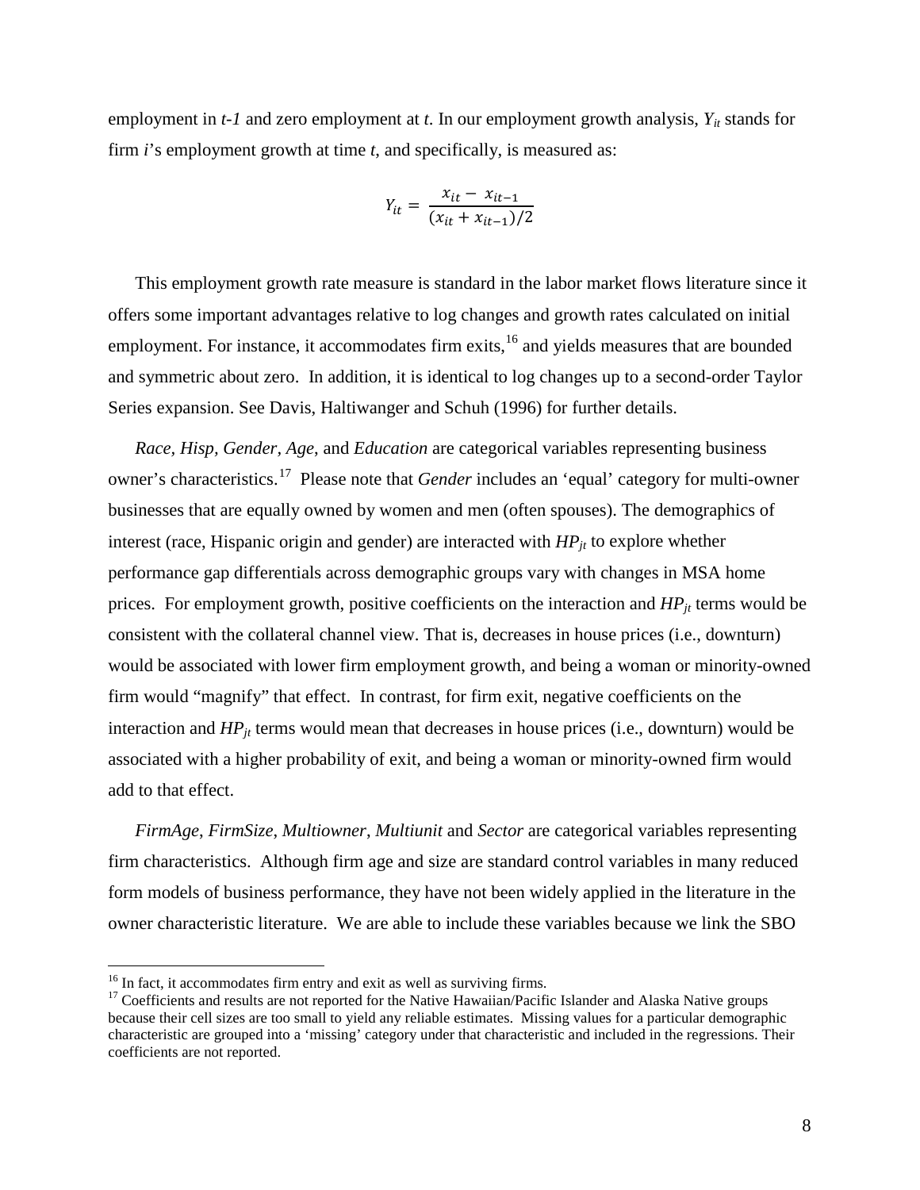employment in *t-1* and zero employment at *t*. In our employment growth analysis, $Y_{it}$ stands for firm *i*'s employment growth at time *t*, and specifically, is measured as:

$$Y_{it} = \frac{x_{it} - x_{it-1}}{(x_{it} + x_{it-1})/2}$$

This employment growth rate measure is standard in the labor market flows literature since it offers some important advantages relative to log changes and growth rates calculated on initial employment. For instance, it accommodates firm exits,[16] and yields measures that are bounded and symmetric about zero. In addition, it is identical to log changes up to a second-order Taylor Series expansion. See Davis, Haltiwanger and Schuh (1996) for further details.

*Race*, *Hisp*, *Gender*, *Age*, and *Education* are categorical variables representing business owner's characteristics.[17] Please note that *Gender* includes an 'equal' category for multi-owner businesses that are equally owned by women and men (often spouses). The demographics of interest (race, Hispanic origin and gender) are interacted with $HP_{jt}$ to explore whether performance gap differentials across demographic groups vary with changes in MSA home prices. For employment growth, positive coefficients on the interaction and $HP_{jt}$ terms would be consistent with the collateral channel view. That is, decreases in house prices (i.e., downturn) would be associated with lower firm employment growth, and being a woman or minority-owned firm would "magnify" that effect. In contrast, for firm exit, negative coefficients on the interaction and $HP_{jt}$ terms would mean that decreases in house prices (i.e., downturn) would be associated with a higher probability of exit, and being a woman or minority-owned firm would add to that effect.

*FirmAge*, *FirmSize*, *Multiowner*, *Multiunit* and *Sector* are categorical variables representing firm characteristics. Although firm age and size are standard control variables in many reduced form models of business performance, they have not been widely applied in the literature in the owner characteristic literature. We are able to include these variables because we link the SBO

[16] In fact, it accommodates firm entry and exit as well as surviving firms.

[17] Coefficients and results are not reported for the Native Hawaiian/Pacific Islander and Alaska Native groups because their cell sizes are too small to yield any reliable estimates. Missing values for a particular demographic characteristic are grouped into a 'missing' category under that characteristic and included in the regressions. Their coefficients are not reported.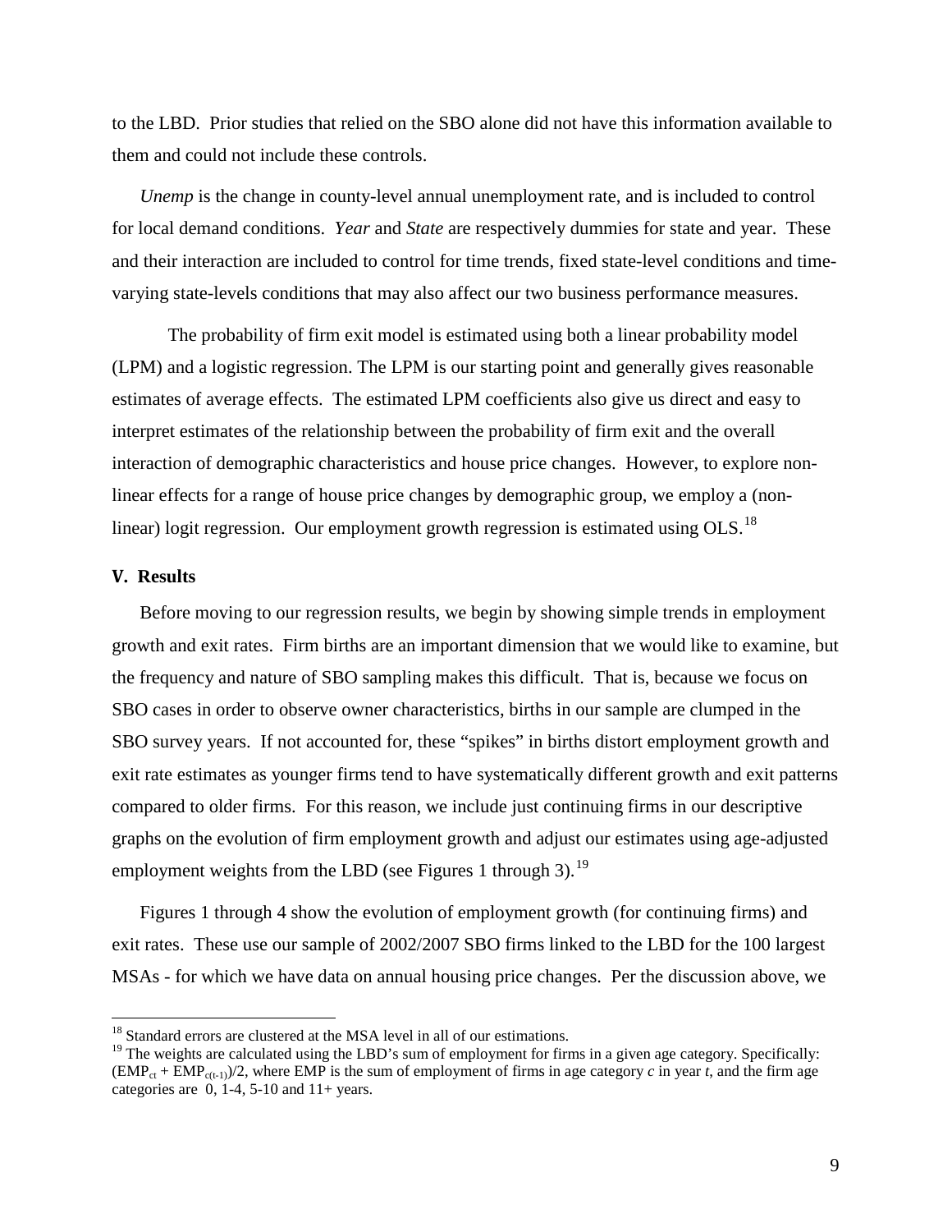to the LBD. Prior studies that relied on the SBO alone did not have this information available to them and could not include these controls.

*Unemp* is the change in county-level annual unemployment rate, and is included to control for local demand conditions. *Year* and *State* are respectively dummies for state and year. These and their interaction are included to control for time trends, fixed state-level conditions and time-varying state-levels conditions that may also affect our two business performance measures.

The probability of firm exit model is estimated using both a linear probability model (LPM) and a logistic regression. The LPM is our starting point and generally gives reasonable estimates of average effects. The estimated LPM coefficients also give us direct and easy to interpret estimates of the relationship between the probability of firm exit and the overall interaction of demographic characteristics and house price changes. However, to explore non-linear effects for a range of house price changes by demographic group, we employ a (non-linear) logit regression. Our employment growth regression is estimated using OLS.[18]

**V. Results**

Before moving to our regression results, we begin by showing simple trends in employment growth and exit rates. Firm births are an important dimension that we would like to examine, but the frequency and nature of SBO sampling makes this difficult. That is, because we focus on SBO cases in order to observe owner characteristics, births in our sample are clumped in the SBO survey years. If not accounted for, these "spikes" in births distort employment growth and exit rate estimates as younger firms tend to have systematically different growth and exit patterns compared to older firms. For this reason, we include just continuing firms in our descriptive graphs on the evolution of firm employment growth and adjust our estimates using age-adjusted employment weights from the LBD (see Figures 1 through 3).[19]

Figures 1 through 4 show the evolution of employment growth (for continuing firms) and exit rates. These use our sample of 2002/2007 SBO firms linked to the LBD for the 100 largest MSAs - for which we have data on annual housing price changes. Per the discussion above, we

---

[18] Standard errors are clustered at the MSA level in all of our estimations.

[19] The weights are calculated using the LBD's sum of employment for firms in a given age category. Specifically: $(EMP_{ct} + EMP_{c(t-1)})/2$, where EMP is the sum of employment of firms in age category $c$ in year $t$, and the firm age categories are 0, 1-4, 5-10 and 11+ years.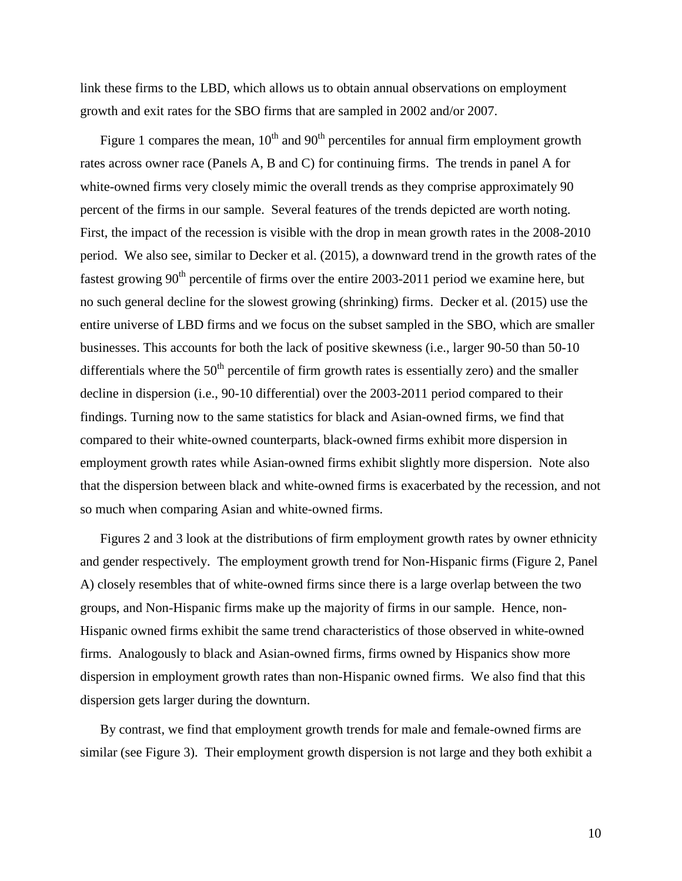link these firms to the LBD, which allows us to obtain annual observations on employment growth and exit rates for the SBO firms that are sampled in 2002 and/or 2007.

Figure 1 compares the mean, 10th and 90th percentiles for annual firm employment growth rates across owner race (Panels A, B and C) for continuing firms. The trends in panel A for white-owned firms very closely mimic the overall trends as they comprise approximately 90 percent of the firms in our sample. Several features of the trends depicted are worth noting. First, the impact of the recession is visible with the drop in mean growth rates in the 2008-2010 period. We also see, similar to Decker et al. (2015), a downward trend in the growth rates of the fastest growing 90th percentile of firms over the entire 2003-2011 period we examine here, but no such general decline for the slowest growing (shrinking) firms. Decker et al. (2015) use the entire universe of LBD firms and we focus on the subset sampled in the SBO, which are smaller businesses. This accounts for both the lack of positive skewness (i.e., larger 90-50 than 50-10 differentials where the 50th percentile of firm growth rates is essentially zero) and the smaller decline in dispersion (i.e., 90-10 differential) over the 2003-2011 period compared to their findings. Turning now to the same statistics for black and Asian-owned firms, we find that compared to their white-owned counterparts, black-owned firms exhibit more dispersion in employment growth rates while Asian-owned firms exhibit slightly more dispersion. Note also that the dispersion between black and white-owned firms is exacerbated by the recession, and not so much when comparing Asian and white-owned firms.

Figures 2 and 3 look at the distributions of firm employment growth rates by owner ethnicity and gender respectively. The employment growth trend for Non-Hispanic firms (Figure 2, Panel A) closely resembles that of white-owned firms since there is a large overlap between the two groups, and Non-Hispanic firms make up the majority of firms in our sample. Hence, non-Hispanic owned firms exhibit the same trend characteristics of those observed in white-owned firms. Analogously to black and Asian-owned firms, firms owned by Hispanics show more dispersion in employment growth rates than non-Hispanic owned firms. We also find that this dispersion gets larger during the downturn.

By contrast, we find that employment growth trends for male and female-owned firms are similar (see Figure 3). Their employment growth dispersion is not large and they both exhibit a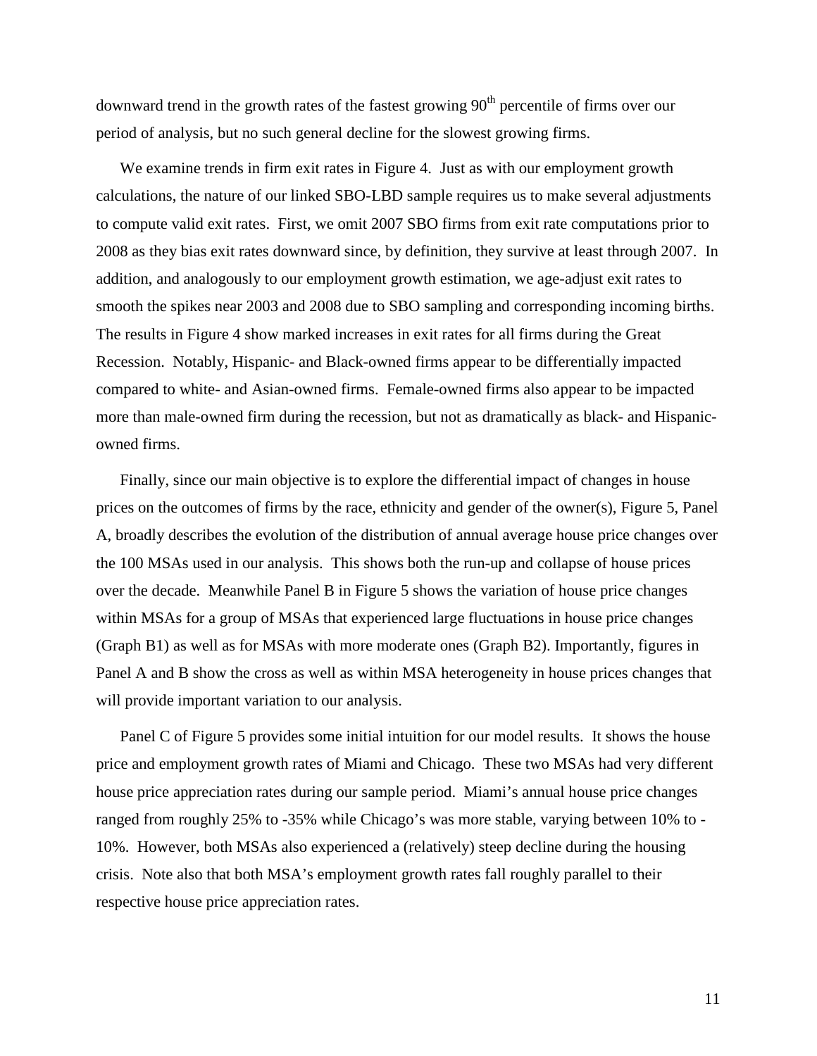downward trend in the growth rates of the fastest growing 90th percentile of firms over our period of analysis, but no such general decline for the slowest growing firms.

We examine trends in firm exit rates in Figure 4. Just as with our employment growth calculations, the nature of our linked SBO-LBD sample requires us to make several adjustments to compute valid exit rates. First, we omit 2007 SBO firms from exit rate computations prior to 2008 as they bias exit rates downward since, by definition, they survive at least through 2007. In addition, and analogously to our employment growth estimation, we age-adjust exit rates to smooth the spikes near 2003 and 2008 due to SBO sampling and corresponding incoming births. The results in Figure 4 show marked increases in exit rates for all firms during the Great Recession. Notably, Hispanic- and Black-owned firms appear to be differentially impacted compared to white- and Asian-owned firms. Female-owned firms also appear to be impacted more than male-owned firm during the recession, but not as dramatically as black- and Hispanic-owned firms.

Finally, since our main objective is to explore the differential impact of changes in house prices on the outcomes of firms by the race, ethnicity and gender of the owner(s), Figure 5, Panel A, broadly describes the evolution of the distribution of annual average house price changes over the 100 MSAs used in our analysis. This shows both the run-up and collapse of house prices over the decade. Meanwhile Panel B in Figure 5 shows the variation of house price changes within MSAs for a group of MSAs that experienced large fluctuations in house price changes (Graph B1) as well as for MSAs with more moderate ones (Graph B2). Importantly, figures in Panel A and B show the cross as well as within MSA heterogeneity in house prices changes that will provide important variation to our analysis.

Panel C of Figure 5 provides some initial intuition for our model results. It shows the house price and employment growth rates of Miami and Chicago. These two MSAs had very different house price appreciation rates during our sample period. Miami's annual house price changes ranged from roughly 25% to -35% while Chicago's was more stable, varying between 10% to -10%. However, both MSAs also experienced a (relatively) steep decline during the housing crisis. Note also that both MSA's employment growth rates fall roughly parallel to their respective house price appreciation rates.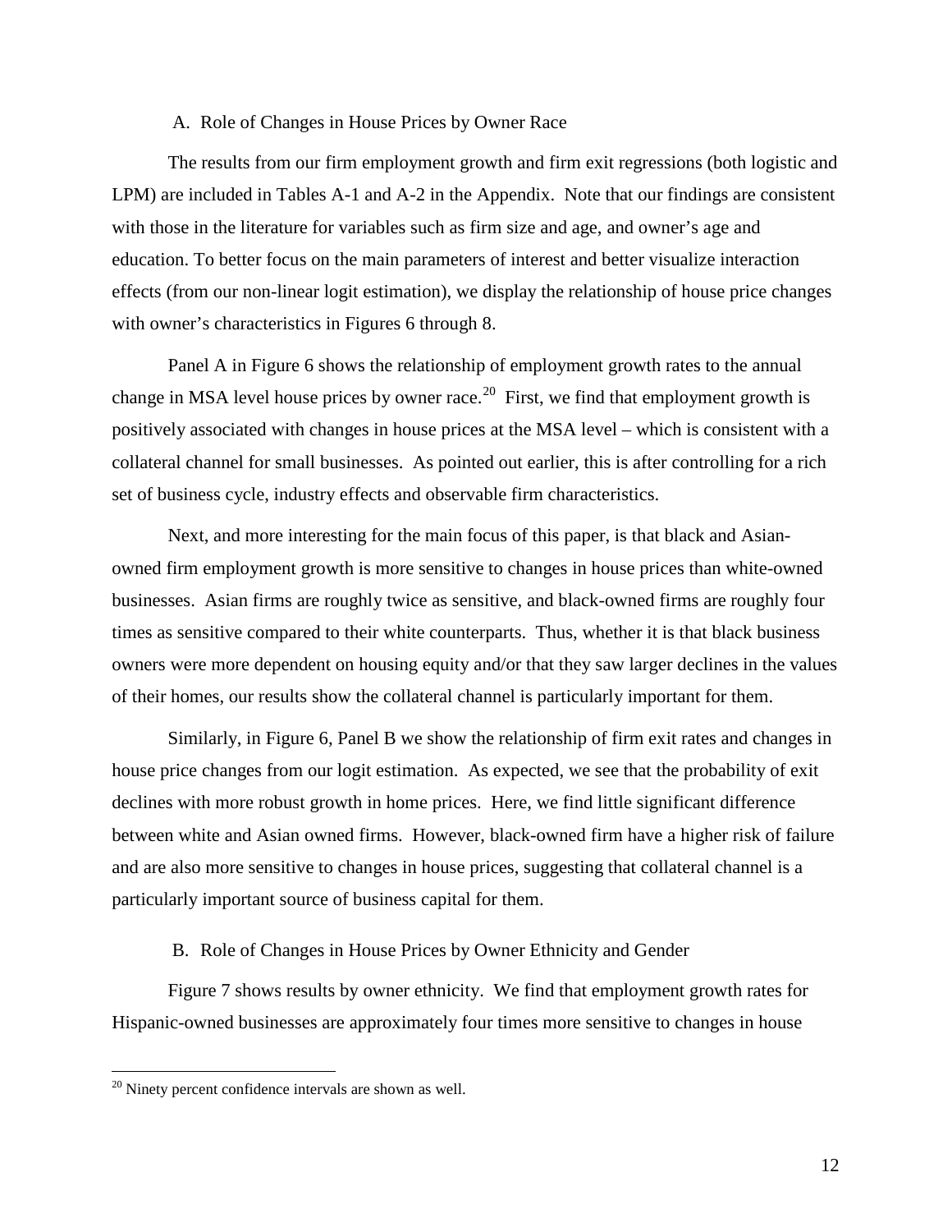### A. Role of Changes in House Prices by Owner Race

The results from our firm employment growth and firm exit regressions (both logistic and LPM) are included in Tables A-1 and A-2 in the Appendix. Note that our findings are consistent with those in the literature for variables such as firm size and age, and owner's age and education. To better focus on the main parameters of interest and better visualize interaction effects (from our non-linear logit estimation), we display the relationship of house price changes with owner's characteristics in Figures 6 through 8.

Panel A in Figure 6 shows the relationship of employment growth rates to the annual change in MSA level house prices by owner race.[20] First, we find that employment growth is positively associated with changes in house prices at the MSA level – which is consistent with a collateral channel for small businesses. As pointed out earlier, this is after controlling for a rich set of business cycle, industry effects and observable firm characteristics.

Next, and more interesting for the main focus of this paper, is that black and Asian-owned firm employment growth is more sensitive to changes in house prices than white-owned businesses. Asian firms are roughly twice as sensitive, and black-owned firms are roughly four times as sensitive compared to their white counterparts. Thus, whether it is that black business owners were more dependent on housing equity and/or that they saw larger declines in the values of their homes, our results show the collateral channel is particularly important for them.

Similarly, in Figure 6, Panel B we show the relationship of firm exit rates and changes in house price changes from our logit estimation. As expected, we see that the probability of exit declines with more robust growth in home prices. Here, we find little significant difference between white and Asian owned firms. However, black-owned firm have a higher risk of failure and are also more sensitive to changes in house prices, suggesting that collateral channel is a particularly important source of business capital for them.

### B. Role of Changes in House Prices by Owner Ethnicity and Gender

Figure 7 shows results by owner ethnicity. We find that employment growth rates for Hispanic-owned businesses are approximately four times more sensitive to changes in house

[20] Ninety percent confidence intervals are shown as well.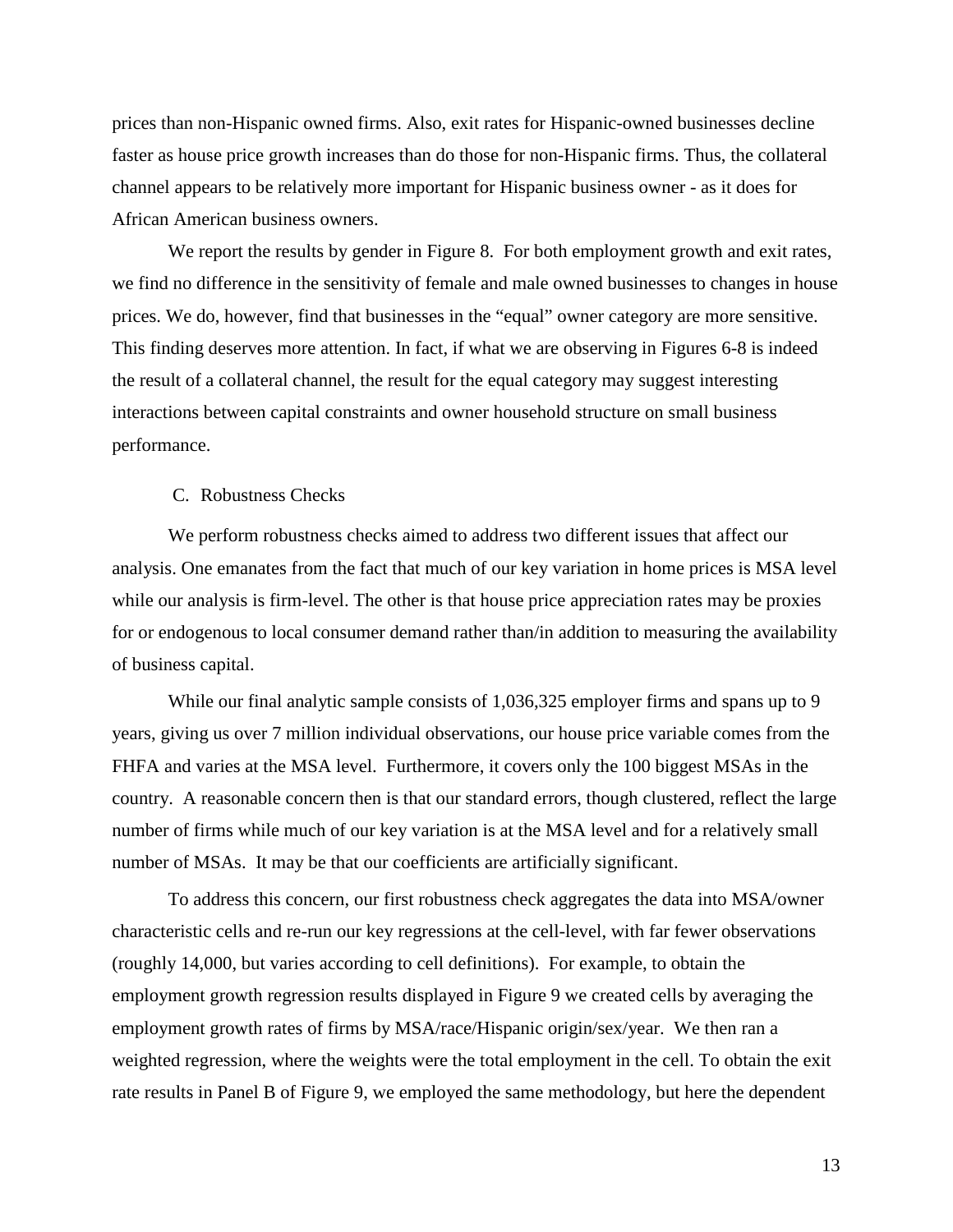prices than non-Hispanic owned firms. Also, exit rates for Hispanic-owned businesses decline faster as house price growth increases than do those for non-Hispanic firms. Thus, the collateral channel appears to be relatively more important for Hispanic business owner - as it does for African American business owners.

We report the results by gender in Figure 8. For both employment growth and exit rates, we find no difference in the sensitivity of female and male owned businesses to changes in house prices. We do, however, find that businesses in the "equal" owner category are more sensitive. This finding deserves more attention. In fact, if what we are observing in Figures 6-8 is indeed the result of a collateral channel, the result for the equal category may suggest interesting interactions between capital constraints and owner household structure on small business performance.

### C. Robustness Checks

We perform robustness checks aimed to address two different issues that affect our analysis. One emanates from the fact that much of our key variation in home prices is MSA level while our analysis is firm-level. The other is that house price appreciation rates may be proxies for or endogenous to local consumer demand rather than/in addition to measuring the availability of business capital.

While our final analytic sample consists of 1,036,325 employer firms and spans up to 9 years, giving us over 7 million individual observations, our house price variable comes from the FHFA and varies at the MSA level. Furthermore, it covers only the 100 biggest MSAs in the country. A reasonable concern then is that our standard errors, though clustered, reflect the large number of firms while much of our key variation is at the MSA level and for a relatively small number of MSAs. It may be that our coefficients are artificially significant.

To address this concern, our first robustness check aggregates the data into MSA/owner characteristic cells and re-run our key regressions at the cell-level, with far fewer observations (roughly 14,000, but varies according to cell definitions). For example, to obtain the employment growth regression results displayed in Figure 9 we created cells by averaging the employment growth rates of firms by MSA/race/Hispanic origin/sex/year. We then ran a weighted regression, where the weights were the total employment in the cell. To obtain the exit rate results in Panel B of Figure 9, we employed the same methodology, but here the dependent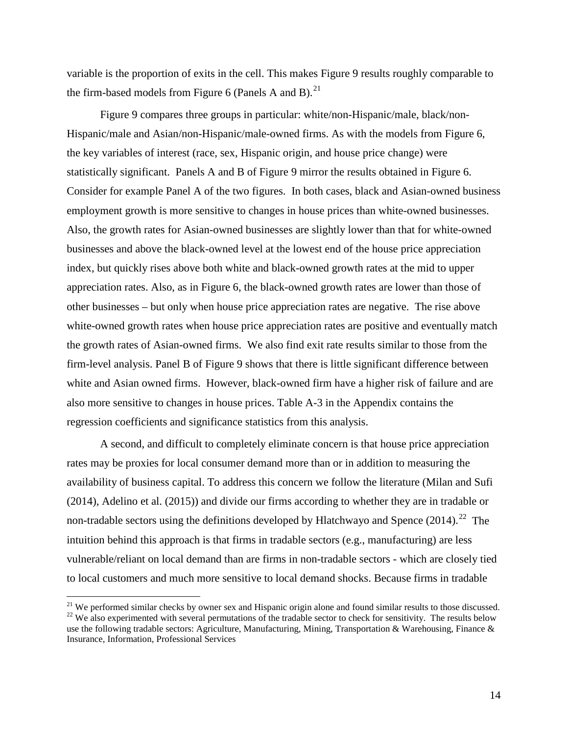variable is the proportion of exits in the cell. This makes Figure 9 results roughly comparable to the firm-based models from Figure 6 (Panels A and B).[21]

Figure 9 compares three groups in particular: white/non-Hispanic/male, black/non-Hispanic/male and Asian/non-Hispanic/male-owned firms. As with the models from Figure 6, the key variables of interest (race, sex, Hispanic origin, and house price change) were statistically significant. Panels A and B of Figure 9 mirror the results obtained in Figure 6. Consider for example Panel A of the two figures. In both cases, black and Asian-owned business employment growth is more sensitive to changes in house prices than white-owned businesses. Also, the growth rates for Asian-owned businesses are slightly lower than that for white-owned businesses and above the black-owned level at the lowest end of the house price appreciation index, but quickly rises above both white and black-owned growth rates at the mid to upper appreciation rates. Also, as in Figure 6, the black-owned growth rates are lower than those of other businesses – but only when house price appreciation rates are negative. The rise above white-owned growth rates when house price appreciation rates are positive and eventually match the growth rates of Asian-owned firms. We also find exit rate results similar to those from the firm-level analysis. Panel B of Figure 9 shows that there is little significant difference between white and Asian owned firms. However, black-owned firm have a higher risk of failure and are also more sensitive to changes in house prices. Table A-3 in the Appendix contains the regression coefficients and significance statistics from this analysis.

A second, and difficult to completely eliminate concern is that house price appreciation rates may be proxies for local consumer demand more than or in addition to measuring the availability of business capital. To address this concern we follow the literature (Milan and Sufi (2014), Adelino et al. (2015)) and divide our firms according to whether they are in tradable or non-tradable sectors using the definitions developed by Hlatchwayo and Spence (2014).[22] The intuition behind this approach is that firms in tradable sectors (e.g., manufacturing) are less vulnerable/reliant on local demand than are firms in non-tradable sectors - which are closely tied to local customers and much more sensitive to local demand shocks. Because firms in tradable

[21] We performed similar checks by owner sex and Hispanic origin alone and found similar results to those discussed.

[22] We also experimented with several permutations of the tradable sector to check for sensitivity. The results below use the following tradable sectors: Agriculture, Manufacturing, Mining, Transportation & Warehousing, Finance & Insurance, Information, Professional Services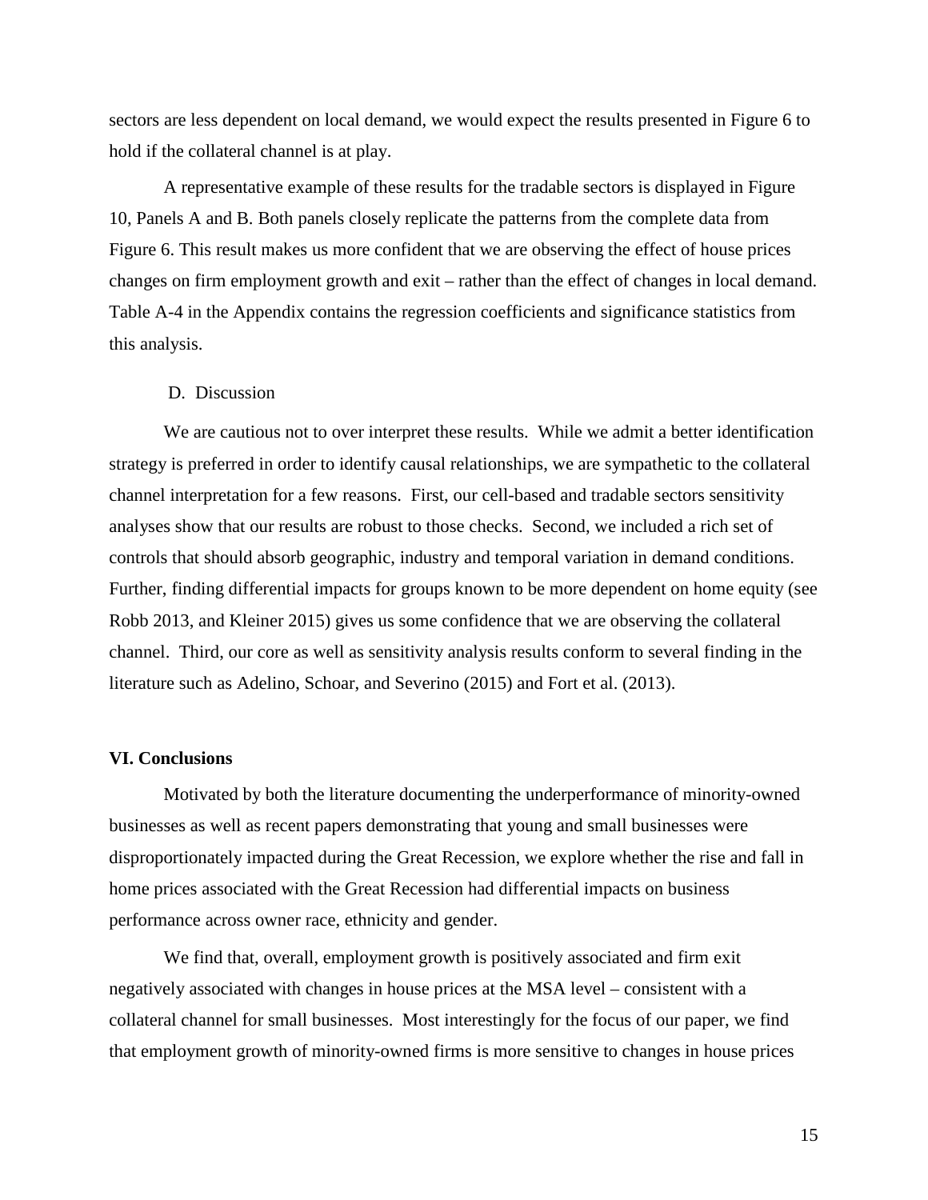sectors are less dependent on local demand, we would expect the results presented in Figure 6 to hold if the collateral channel is at play.

A representative example of these results for the tradable sectors is displayed in Figure 10, Panels A and B. Both panels closely replicate the patterns from the complete data from Figure 6. This result makes us more confident that we are observing the effect of house prices changes on firm employment growth and exit – rather than the effect of changes in local demand. Table A-4 in the Appendix contains the regression coefficients and significance statistics from this analysis.

### D. Discussion

We are cautious not to over interpret these results. While we admit a better identification strategy is preferred in order to identify causal relationships, we are sympathetic to the collateral channel interpretation for a few reasons. First, our cell-based and tradable sectors sensitivity analyses show that our results are robust to those checks. Second, we included a rich set of controls that should absorb geographic, industry and temporal variation in demand conditions. Further, finding differential impacts for groups known to be more dependent on home equity (see Robb 2013, and Kleiner 2015) gives us some confidence that we are observing the collateral channel. Third, our core as well as sensitivity analysis results conform to several finding in the literature such as Adelino, Schoar, and Severino (2015) and Fort et al. (2013).

## VI. Conclusions

Motivated by both the literature documenting the underperformance of minority-owned businesses as well as recent papers demonstrating that young and small businesses were disproportionately impacted during the Great Recession, we explore whether the rise and fall in home prices associated with the Great Recession had differential impacts on business performance across owner race, ethnicity and gender.

We find that, overall, employment growth is positively associated and firm exit negatively associated with changes in house prices at the MSA level – consistent with a collateral channel for small businesses. Most interestingly for the focus of our paper, we find that employment growth of minority-owned firms is more sensitive to changes in house prices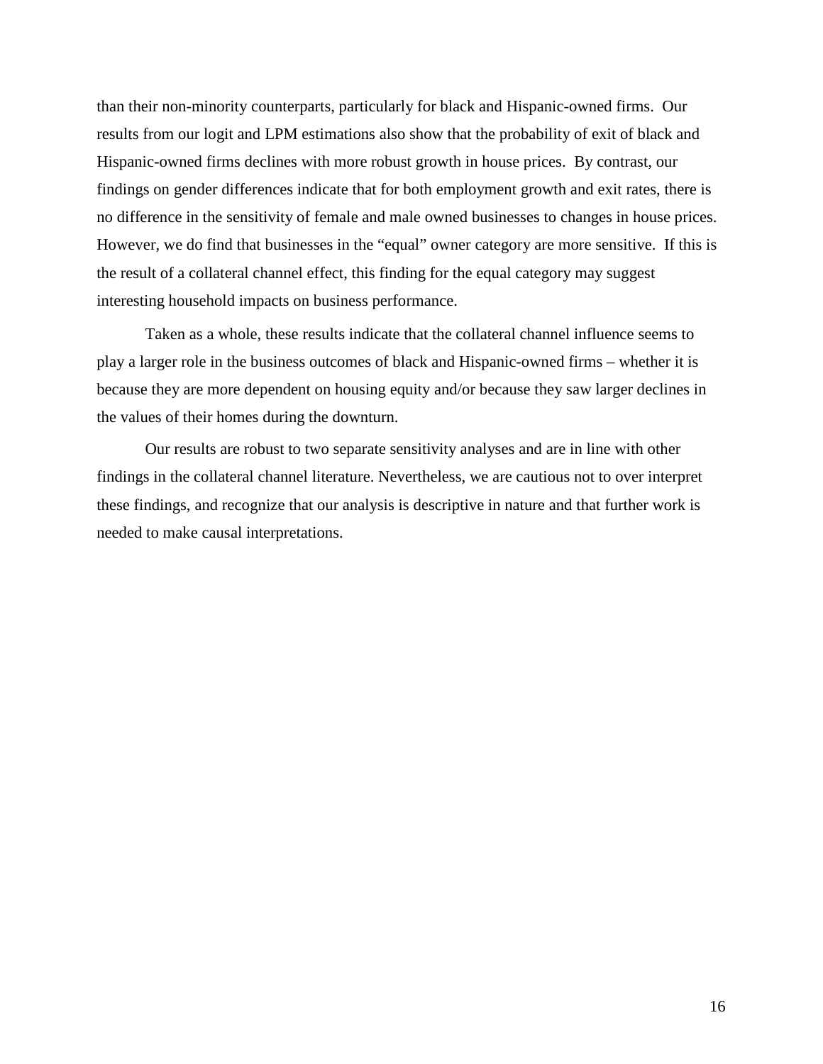than their non-minority counterparts, particularly for black and Hispanic-owned firms. Our results from our logit and LPM estimations also show that the probability of exit of black and Hispanic-owned firms declines with more robust growth in house prices. By contrast, our findings on gender differences indicate that for both employment growth and exit rates, there is no difference in the sensitivity of female and male owned businesses to changes in house prices. However, we do find that businesses in the "equal" owner category are more sensitive. If this is the result of a collateral channel effect, this finding for the equal category may suggest interesting household impacts on business performance.

Taken as a whole, these results indicate that the collateral channel influence seems to play a larger role in the business outcomes of black and Hispanic-owned firms – whether it is because they are more dependent on housing equity and/or because they saw larger declines in the values of their homes during the downturn.

Our results are robust to two separate sensitivity analyses and are in line with other findings in the collateral channel literature. Nevertheless, we are cautious not to over interpret these findings, and recognize that our analysis is descriptive in nature and that further work is needed to make causal interpretations.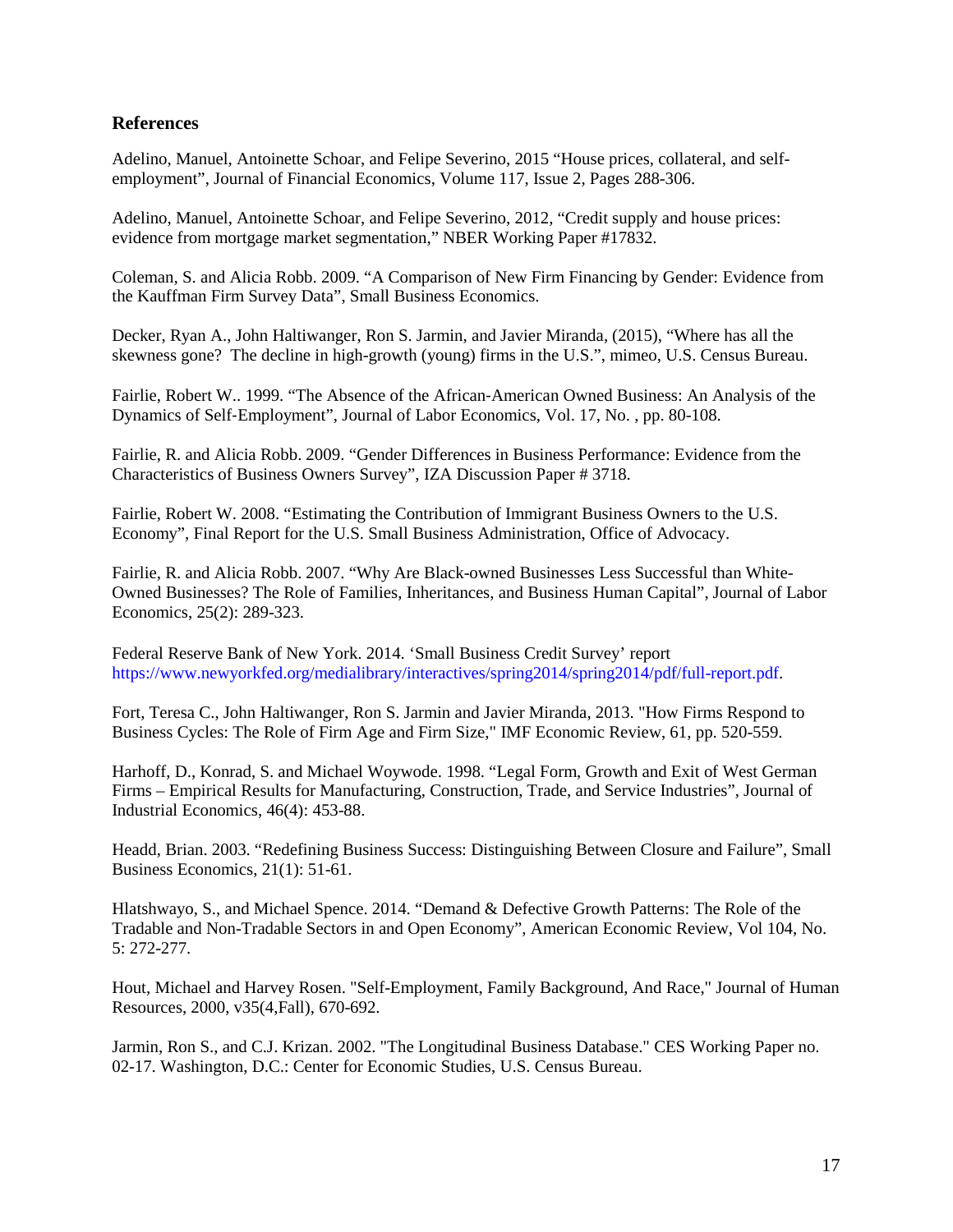## References

Adelino, Manuel, Antoinette Schoar, and Felipe Severino, 2015 "House prices, collateral, and self-employment", Journal of Financial Economics, Volume 117, Issue 2, Pages 288-306.

Adelino, Manuel, Antoinette Schoar, and Felipe Severino, 2012, "Credit supply and house prices: evidence from mortgage market segmentation," NBER Working Paper #17832.

Coleman, S. and Alicia Robb. 2009. "A Comparison of New Firm Financing by Gender: Evidence from the Kauffman Firm Survey Data", Small Business Economics.

Decker, Ryan A., John Haltiwanger, Ron S. Jarmin, and Javier Miranda, (2015), "Where has all the skewness gone? The decline in high-growth (young) firms in the U.S.", mimeo, U.S. Census Bureau.

Fairlie, Robert W.. 1999. "The Absence of the African-American Owned Business: An Analysis of the Dynamics of Self-Employment", Journal of Labor Economics, Vol. 17, No. , pp. 80-108.

Fairlie, R. and Alicia Robb. 2009. "Gender Differences in Business Performance: Evidence from the Characteristics of Business Owners Survey", IZA Discussion Paper # 3718.

Fairlie, Robert W. 2008. "Estimating the Contribution of Immigrant Business Owners to the U.S. Economy", Final Report for the U.S. Small Business Administration, Office of Advocacy.

Fairlie, R. and Alicia Robb. 2007. "Why Are Black-owned Businesses Less Successful than White-Owned Businesses? The Role of Families, Inheritances, and Business Human Capital", Journal of Labor Economics, 25(2): 289-323.

Federal Reserve Bank of New York. 2014. 'Small Business Credit Survey' report https://www.newyorkfed.org/medialibrary/interactives/spring2014/spring2014/pdf/full-report.pdf.

Fort, Teresa C., John Haltiwanger, Ron S. Jarmin and Javier Miranda, 2013. "How Firms Respond to Business Cycles: The Role of Firm Age and Firm Size," IMF Economic Review, 61, pp. 520-559.

Harhoff, D., Konrad, S. and Michael Woywode. 1998. "Legal Form, Growth and Exit of West German Firms – Empirical Results for Manufacturing, Construction, Trade, and Service Industries", Journal of Industrial Economics, 46(4): 453-88.

Headd, Brian. 2003. "Redefining Business Success: Distinguishing Between Closure and Failure", Small Business Economics, 21(1): 51-61.

Hlatshwayo, S., and Michael Spence. 2014. "Demand & Defective Growth Patterns: The Role of the Tradable and Non-Tradable Sectors in and Open Economy", American Economic Review, Vol 104, No. 5: 272-277.

Hout, Michael and Harvey Rosen. "Self-Employment, Family Background, And Race," Journal of Human Resources, 2000, v35(4,Fall), 670-692.

Jarmin, Ron S., and C.J. Krizan. 2002. "The Longitudinal Business Database." CES Working Paper no. 02-17. Washington, D.C.: Center for Economic Studies, U.S. Census Bureau.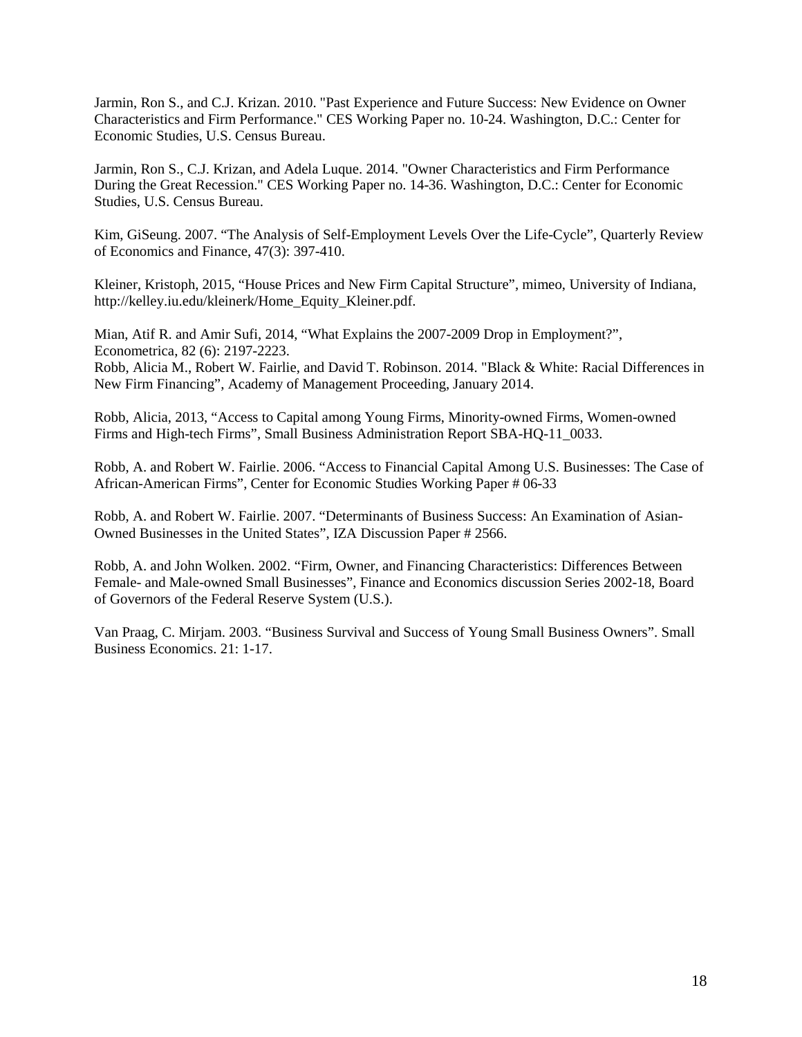Jarmin, Ron S., and C.J. Krizan. 2010. "Past Experience and Future Success: New Evidence on Owner Characteristics and Firm Performance." CES Working Paper no. 10-24. Washington, D.C.: Center for Economic Studies, U.S. Census Bureau.

Jarmin, Ron S., C.J. Krizan, and Adela Luque. 2014. "Owner Characteristics and Firm Performance During the Great Recession." CES Working Paper no. 14-36. Washington, D.C.: Center for Economic Studies, U.S. Census Bureau.

Kim, GiSeung. 2007. "The Analysis of Self-Employment Levels Over the Life-Cycle", Quarterly Review of Economics and Finance, 47(3): 397-410.

Kleiner, Kristoph, 2015, "House Prices and New Firm Capital Structure", mimeo, University of Indiana, http://kelley.iu.edu/kleinerk/Home_Equity_Kleiner.pdf.

Mian, Atif R. and Amir Sufi, 2014, "What Explains the 2007-2009 Drop in Employment?", Econometrica, 82 (6): 2197-2223.

Robb, Alicia M., Robert W. Fairlie, and David T. Robinson. 2014. "Black & White: Racial Differences in New Firm Financing", Academy of Management Proceeding, January 2014.

Robb, Alicia, 2013, "Access to Capital among Young Firms, Minority-owned Firms, Women-owned Firms and High-tech Firms", Small Business Administration Report SBA-HQ-11_0033.

Robb, A. and Robert W. Fairlie. 2006. "Access to Financial Capital Among U.S. Businesses: The Case of African-American Firms", Center for Economic Studies Working Paper # 06-33

Robb, A. and Robert W. Fairlie. 2007. "Determinants of Business Success: An Examination of Asian-Owned Businesses in the United States", IZA Discussion Paper # 2566.

Robb, A. and John Wolken. 2002. "Firm, Owner, and Financing Characteristics: Differences Between Female- and Male-owned Small Businesses", Finance and Economics discussion Series 2002-18, Board of Governors of the Federal Reserve System (U.S.).

Van Praag, C. Mirjam. 2003. "Business Survival and Success of Young Small Business Owners". Small Business Economics. 21: 1-17.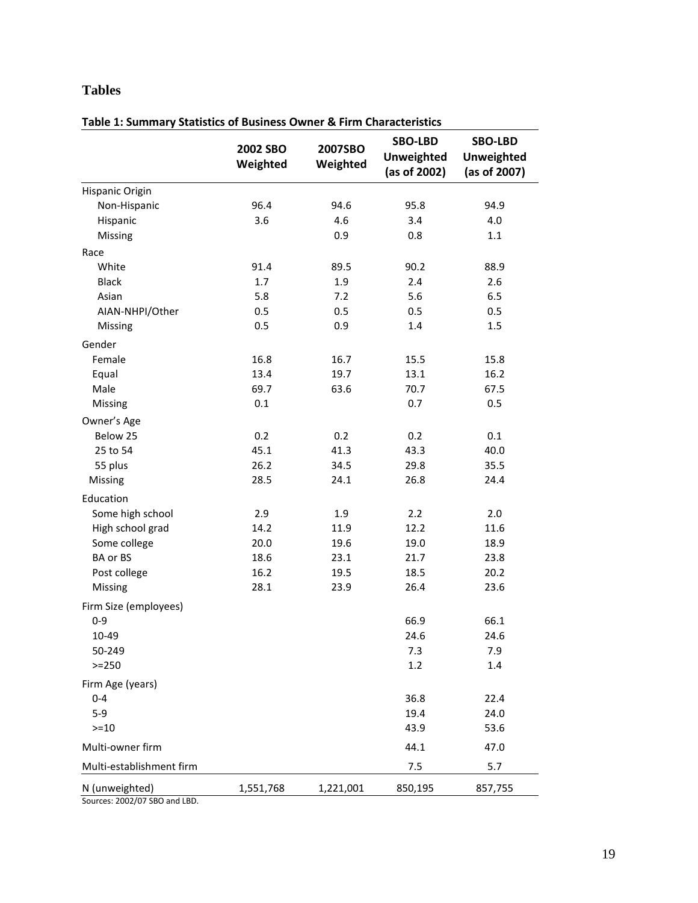# Tables

**Table 1: Summary Statistics of Business Owner & Firm Characteristics**

| | 2002 SBO Weighted | 2007SBO Weighted | SBO-LBD Unweighted (as of 2002) | SBO-LBD Unweighted (as of 2007) |
|---|---|---|---|---|
| Hispanic Origin | | | | |
| Non-Hispanic | 96.4 | 94.6 | 95.8 | 94.9 |
| Hispanic | 3.6 | 4.6 | 3.4 | 4.0 |
| Missing | | 0.9 | 0.8 | 1.1 |
| Race | | | | |
| White | 91.4 | 89.5 | 90.2 | 88.9 |
| Black | 1.7 | 1.9 | 2.4 | 2.6 |
| Asian | 5.8 | 7.2 | 5.6 | 6.5 |
| AIAN-NHPI/Other | 0.5 | 0.5 | 0.5 | 0.5 |
| Missing | 0.5 | 0.9 | 1.4 | 1.5 |
| Gender | | | | |
| Female | 16.8 | 16.7 | 15.5 | 15.8 |
| Equal | 13.4 | 19.7 | 13.1 | 16.2 |
| Male | 69.7 | 63.6 | 70.7 | 67.5 |
| Missing | 0.1 | | 0.7 | 0.5 |
| Owner's Age | | | | |
| Below 25 | 0.2 | 0.2 | 0.2 | 0.1 |
| 25 to 54 | 45.1 | 41.3 | 43.3 | 40.0 |
| 55 plus | 26.2 | 34.5 | 29.8 | 35.5 |
| Missing | 28.5 | 24.1 | 26.8 | 24.4 |
| Education | | | | |
| Some high school | 2.9 | 1.9 | 2.2 | 2.0 |
| High school grad | 14.2 | 11.9 | 12.2 | 11.6 |
| Some college | 20.0 | 19.6 | 19.0 | 18.9 |
| BA or BS | 18.6 | 23.1 | 21.7 | 23.8 |
| Post college | 16.2 | 19.5 | 18.5 | 20.2 |
| Missing | 28.1 | 23.9 | 26.4 | 23.6 |
| Firm Size (employees) | | | | |
| 0-9 | | | 66.9 | 66.1 |
| 10-49 | | | 24.6 | 24.6 |
| 50-249 | | | 7.3 | 7.9 |
| >=250 | | | 1.2 | 1.4 |
| Firm Age (years) | | | | |
| 0-4 | | | 36.8 | 22.4 |
| 5-9 | | | 19.4 | 24.0 |
| >=10 | | | 43.9 | 53.6 |
| Multi-owner firm | | | 44.1 | 47.0 |
| Multi-establishment firm | | | 7.5 | 5.7 |
| N (unweighted) | 1,551,768 | 1,221,001 | 850,195 | 857,755 |

Sources: 2002/07 SBO and LBD.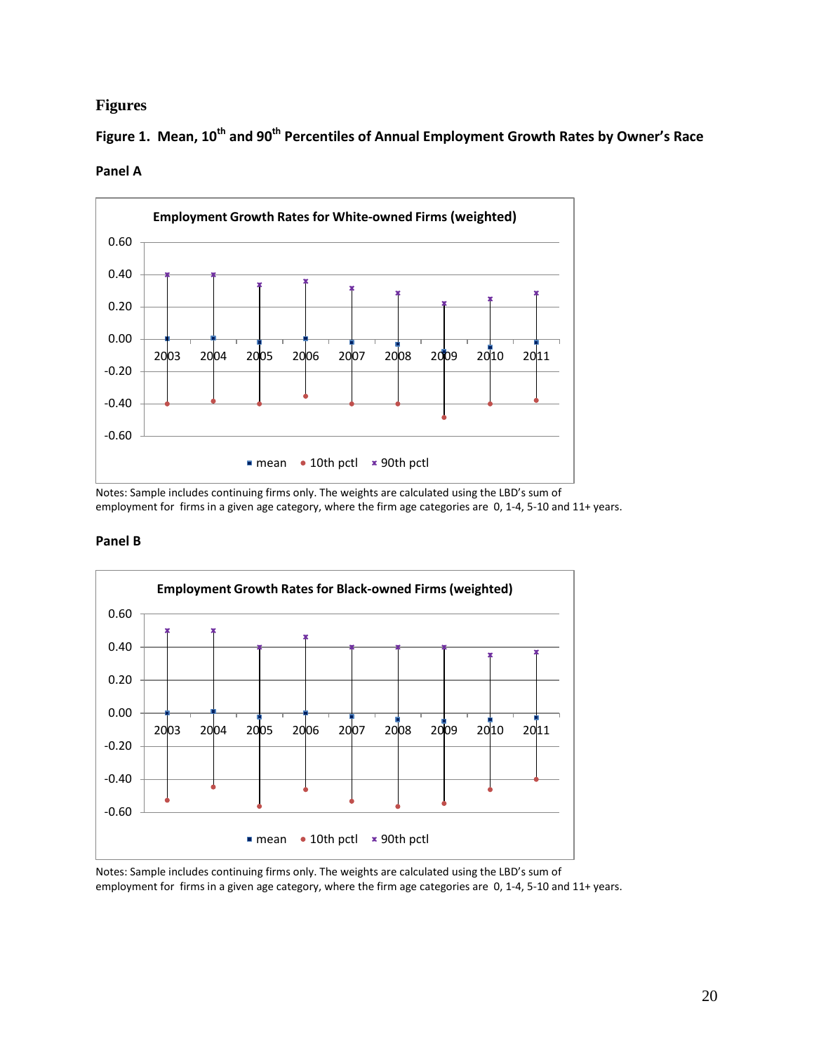# Figures

## Figure 1. Mean, 10[th] and 90[th] Percentiles of Annual Employment Growth Rates by Owner's Race

### Panel A

Employment Growth Rates for White-owned Firms (weighted)

Notes: Sample includes continuing firms only. The weights are calculated using the LBD's sum of employment for firms in a given age category, where the firm age categories are 0, 1-4, 5-10 and 11+ years.

### Panel B

Employment Growth Rates for Black-owned Firms (weighted)

Notes: Sample includes continuing firms only. The weights are calculated using the LBD's sum of employment for firms in a given age category, where the firm age categories are 0, 1-4, 5-10 and 11+ years.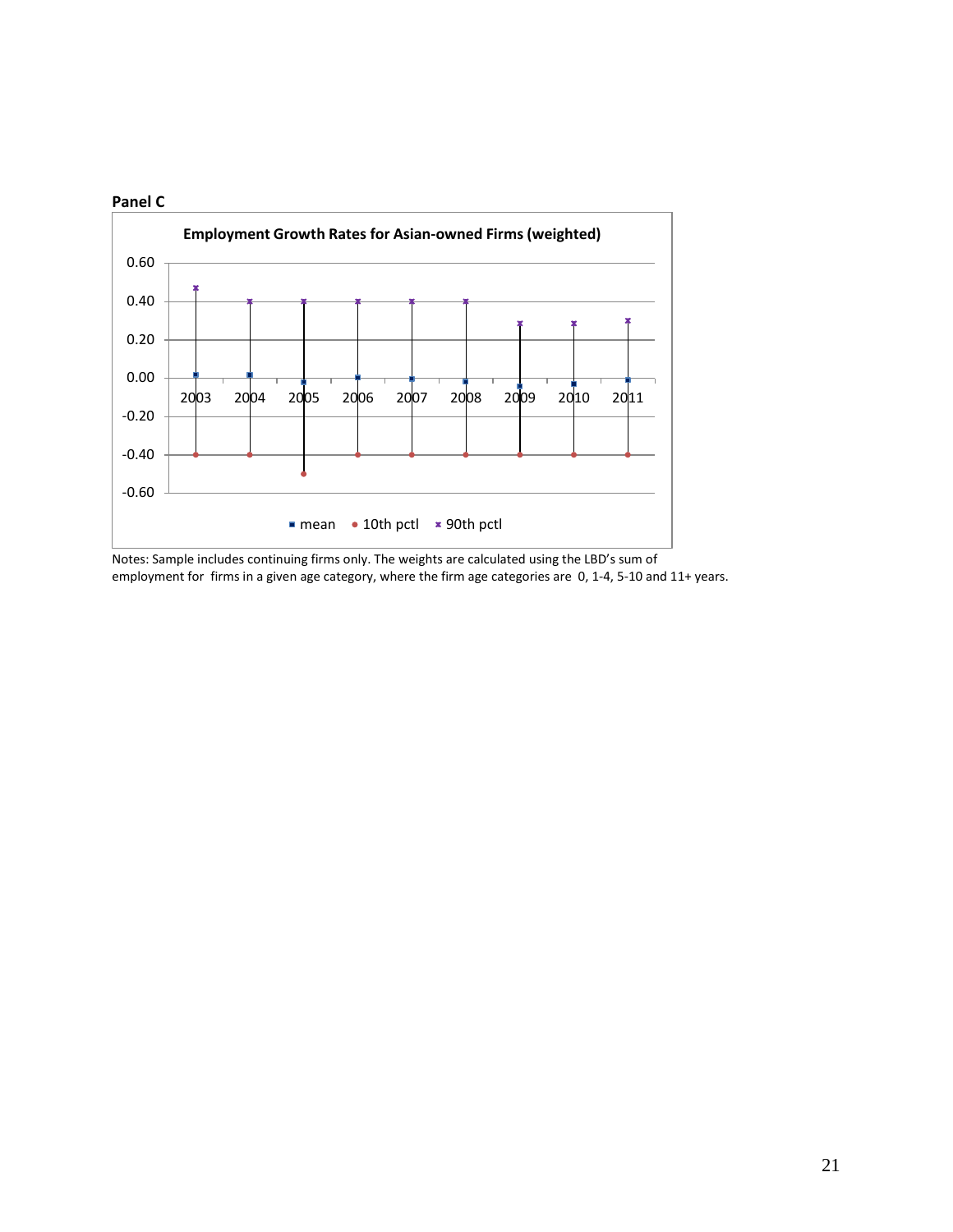**Panel C**

**Employment Growth Rates for Asian-owned Firms (weighted)**

Notes: Sample includes continuing firms only. The weights are calculated using the LBD's sum of employment for firms in a given age category, where the firm age categories are 0, 1-4, 5-10 and 11+ years.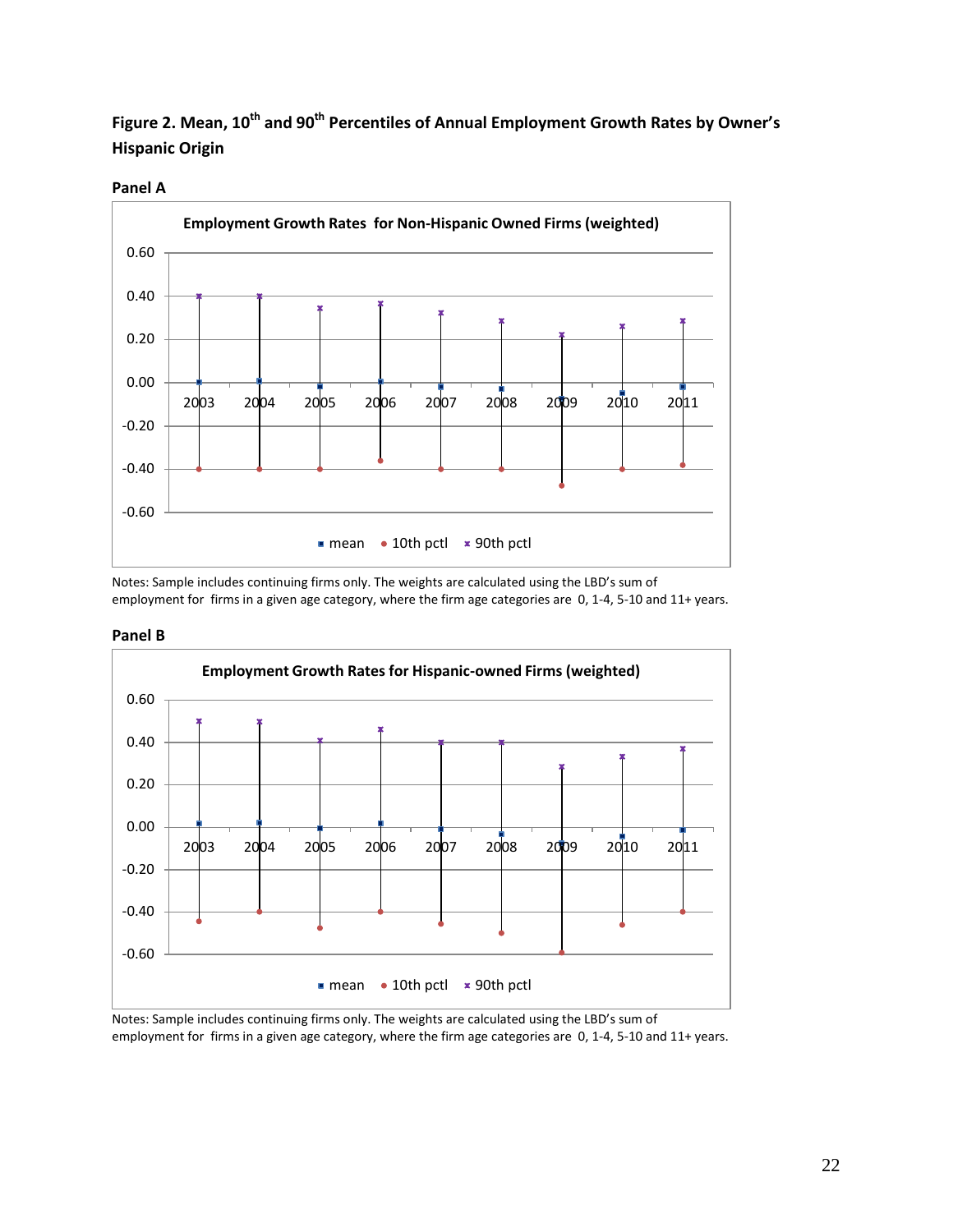**Figure 2. Mean, 10th and 90th Percentiles of Annual Employment Growth Rates by Owner's Hispanic Origin**

**Panel A**

Notes: Sample includes continuing firms only. The weights are calculated using the LBD's sum of employment for firms in a given age category, where the firm age categories are 0, 1-4, 5-10 and 11+ years.

**Panel B**

Notes: Sample includes continuing firms only. The weights are calculated using the LBD's sum of employment for firms in a given age category, where the firm age categories are 0, 1-4, 5-10 and 11+ years.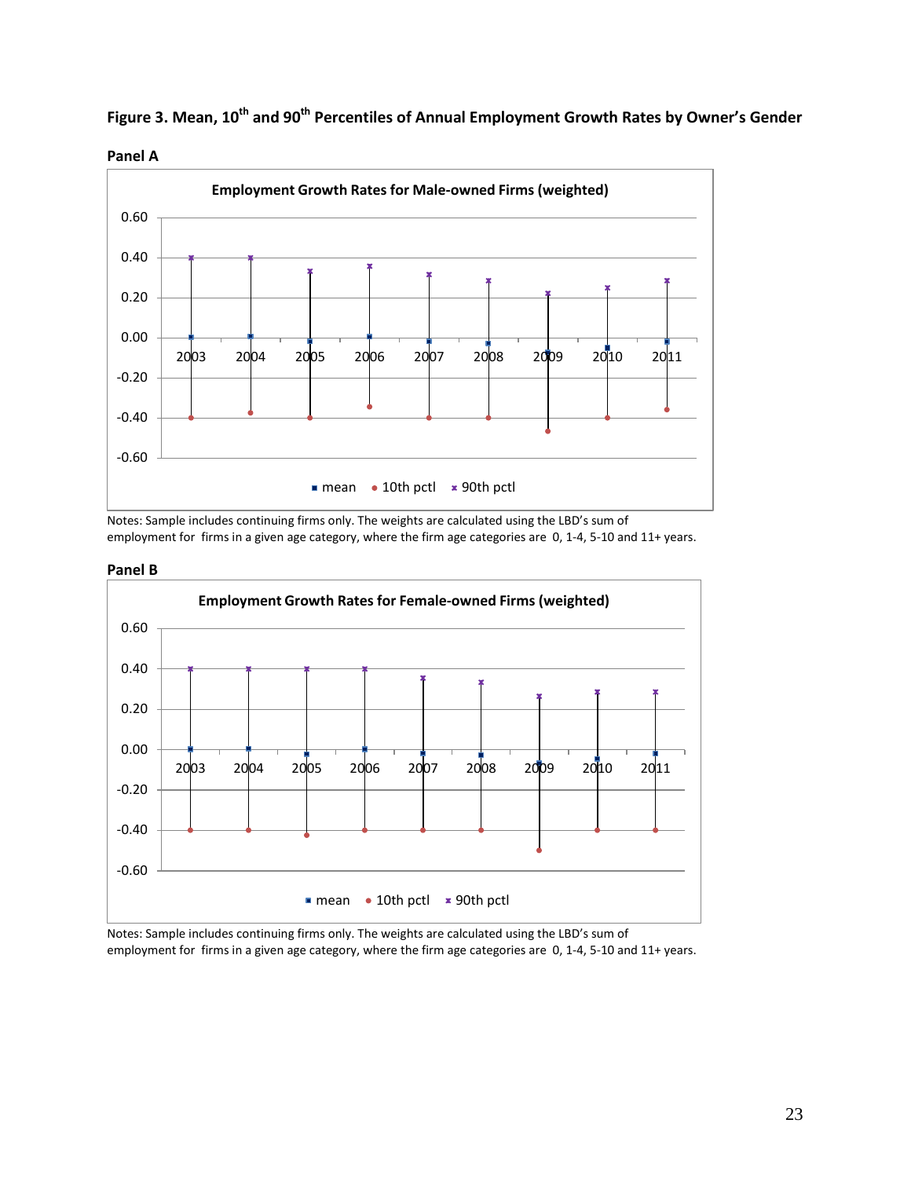**Figure 3. Mean, 10th and 90th Percentiles of Annual Employment Growth Rates by Owner's Gender**

**Panel A**

Employment Growth Rates for Male-owned Firms (weighted)

Notes: Sample includes continuing firms only. The weights are calculated using the LBD's sum of employment for firms in a given age category, where the firm age categories are 0, 1-4, 5-10 and 11+ years.

**Panel B**

Employment Growth Rates for Female-owned Firms (weighted)

Notes: Sample includes continuing firms only. The weights are calculated using the LBD's sum of employment for firms in a given age category, where the firm age categories are 0, 1-4, 5-10 and 11+ years.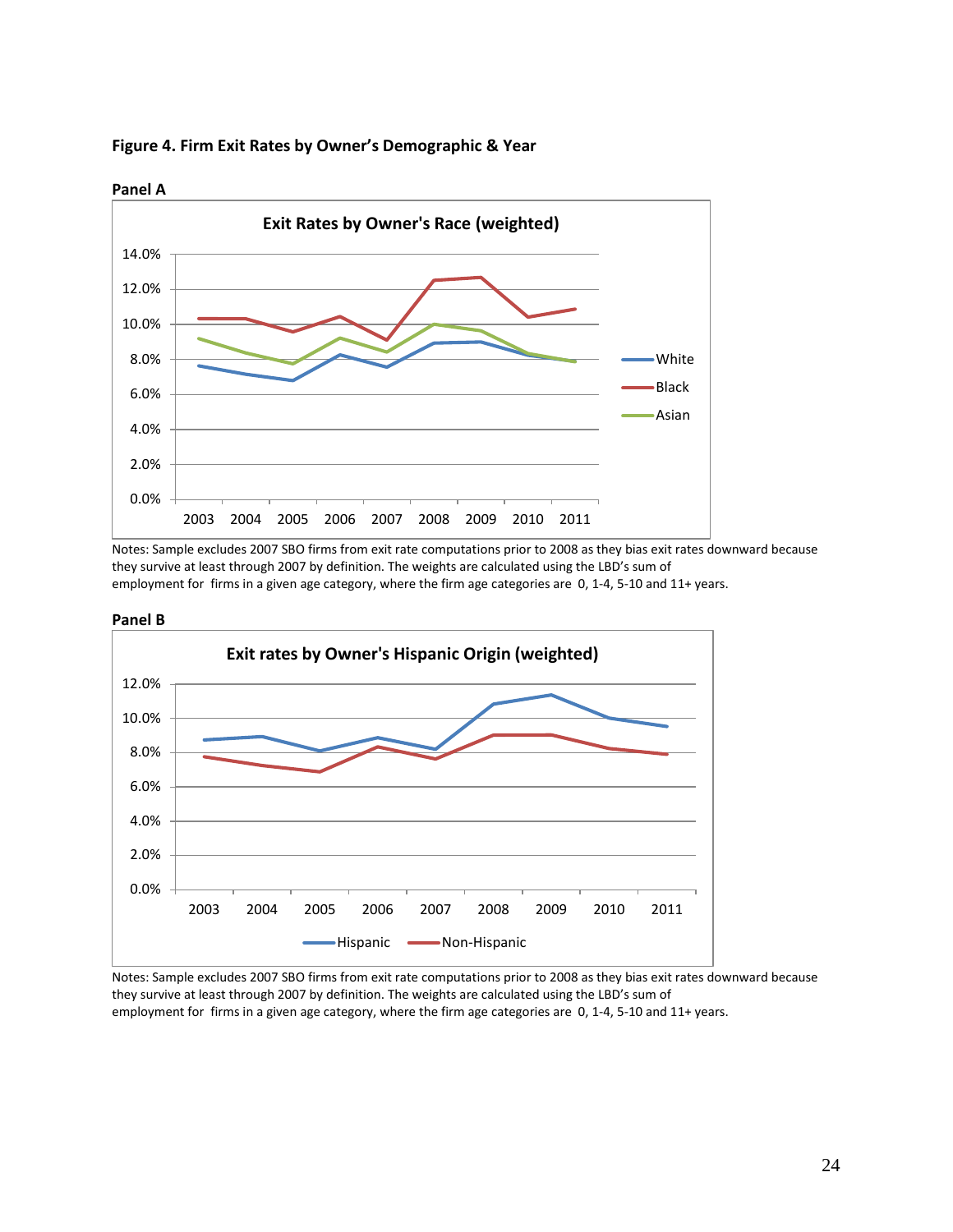**Figure 4. Firm Exit Rates by Owner's Demographic & Year**

**Panel A**

Exit Rates by Owner's Race (weighted)

Notes: Sample excludes 2007 SBO firms from exit rate computations prior to 2008 as they bias exit rates downward because they survive at least through 2007 by definition. The weights are calculated using the LBD's sum of employment for firms in a given age category, where the firm age categories are 0, 1-4, 5-10 and 11+ years.

**Panel B**

Exit rates by Owner's Hispanic Origin (weighted)

Notes: Sample excludes 2007 SBO firms from exit rate computations prior to 2008 as they bias exit rates downward because they survive at least through 2007 by definition. The weights are calculated using the LBD's sum of employment for firms in a given age category, where the firm age categories are 0, 1-4, 5-10 and 11+ years.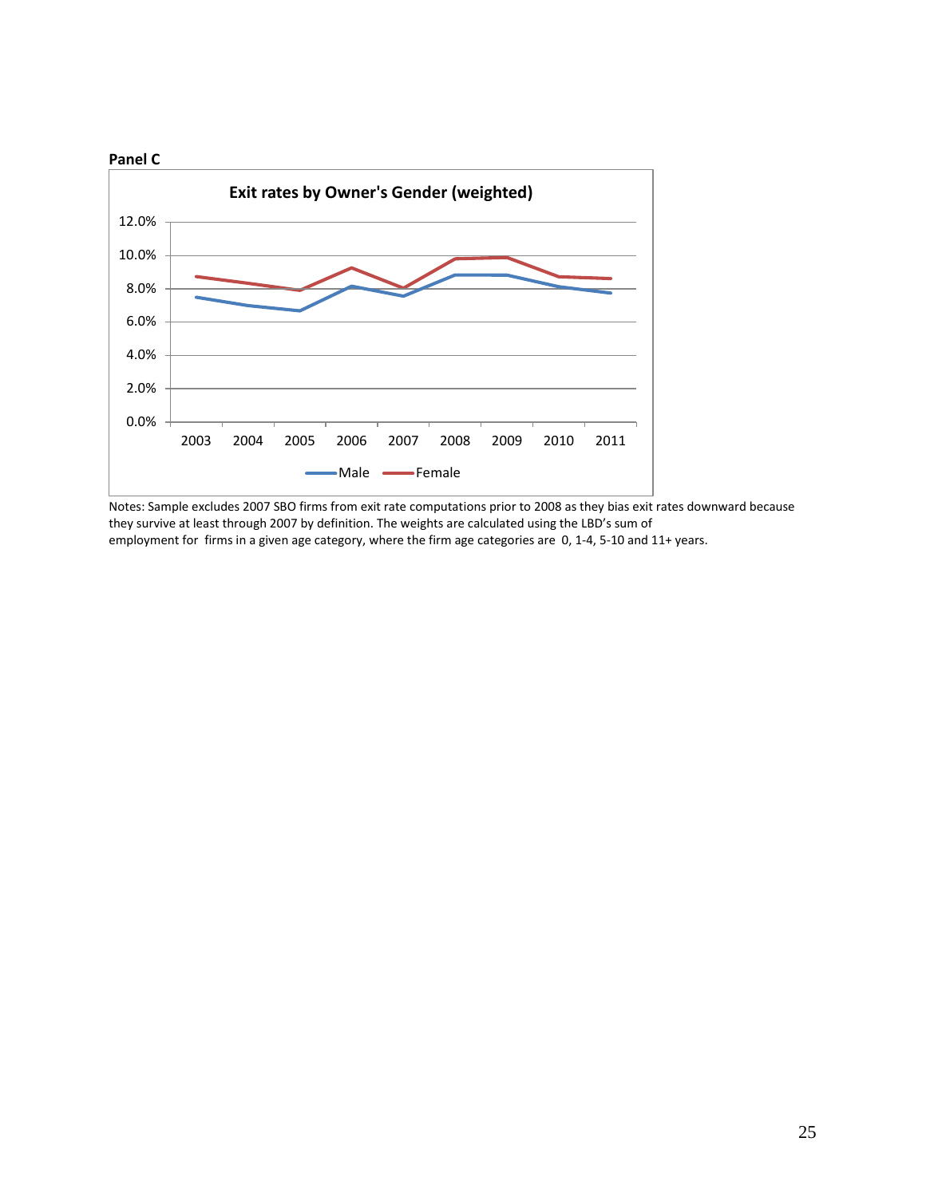**Panel C**

Exit rates by Owner's Gender (weighted)

Notes: Sample excludes 2007 SBO firms from exit rate computations prior to 2008 as they bias exit rates downward because they survive at least through 2007 by definition. The weights are calculated using the LBD's sum of employment for firms in a given age category, where the firm age categories are 0, 1-4, 5-10 and 11+ years.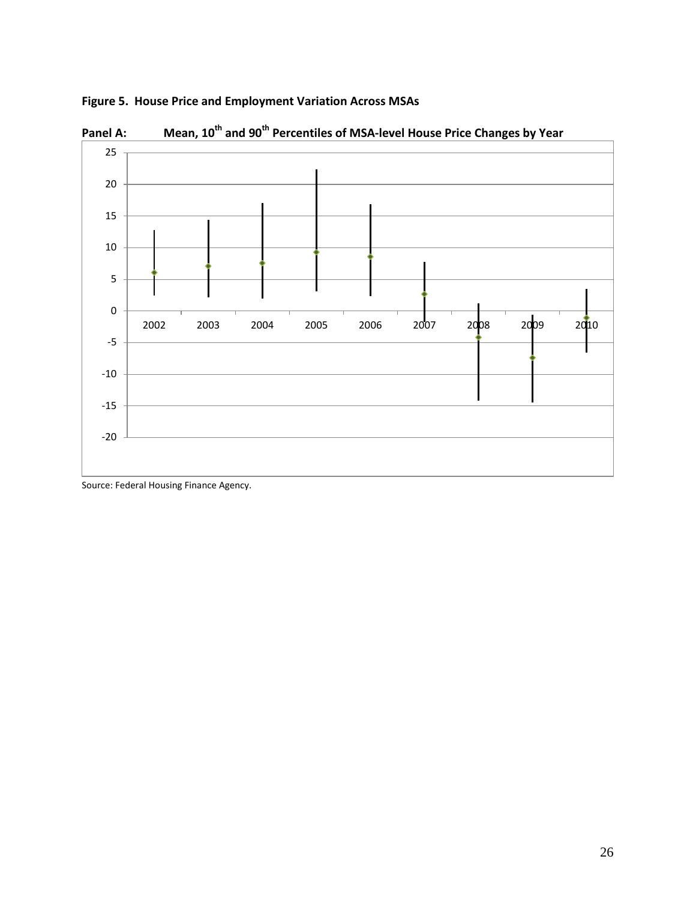**Figure 5. House Price and Employment Variation Across MSAs**

**Panel A: Mean, 10th and 90th Percentiles of MSA-level House Price Changes by Year**

Source: Federal Housing Finance Agency.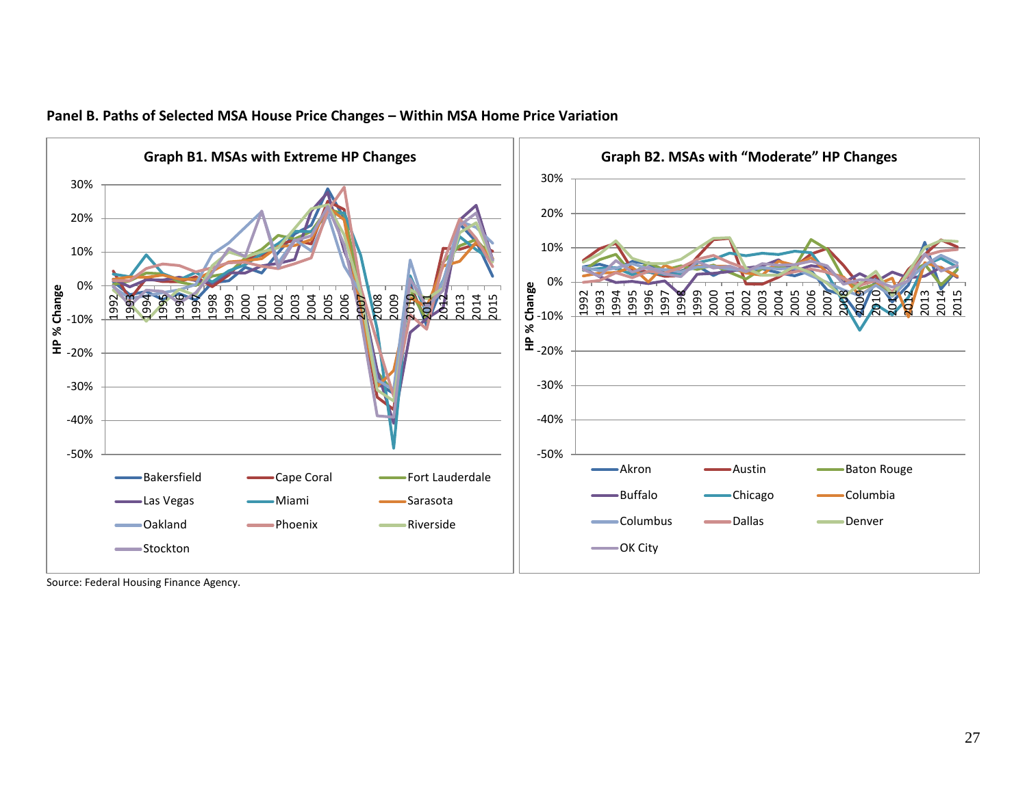**Panel B. Paths of Selected MSA House Price Changes – Within MSA Home Price Variation**

**Graph B1. MSAs with Extreme HP Changes**

**Graph B2. MSAs with "Moderate" HP Changes**

Source: Federal Housing Finance Agency.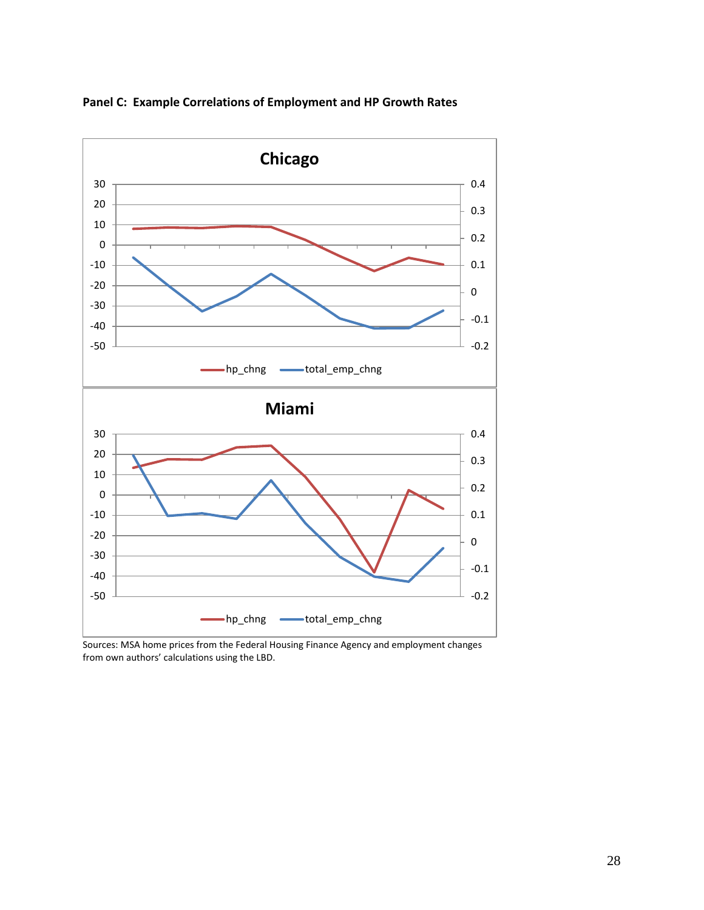**Panel C: Example Correlations of Employment and HP Growth Rates**

Sources: MSA home prices from the Federal Housing Finance Agency and employment changes from own authors' calculations using the LBD.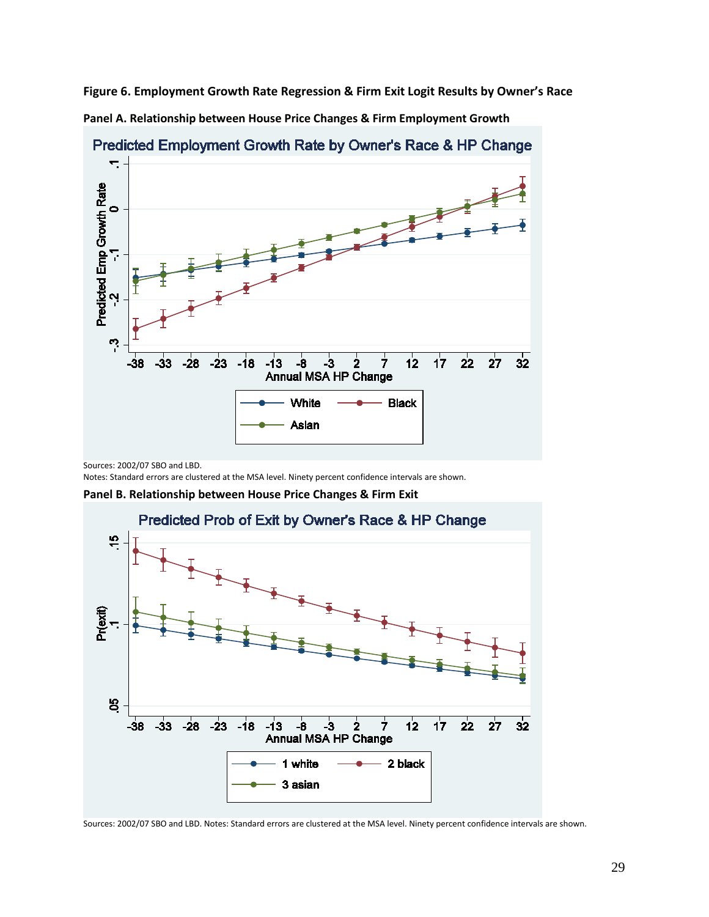**Figure 6. Employment Growth Rate Regression & Firm Exit Logit Results by Owner's Race**

**Panel A. Relationship between House Price Changes & Firm Employment Growth**

Sources: 2002/07 SBO and LBD.
Notes: Standard errors are clustered at the MSA level. Ninety percent confidence intervals are shown.

**Panel B. Relationship between House Price Changes & Firm Exit**

Sources: 2002/07 SBO and LBD. Notes: Standard errors are clustered at the MSA level. Ninety percent confidence intervals are shown.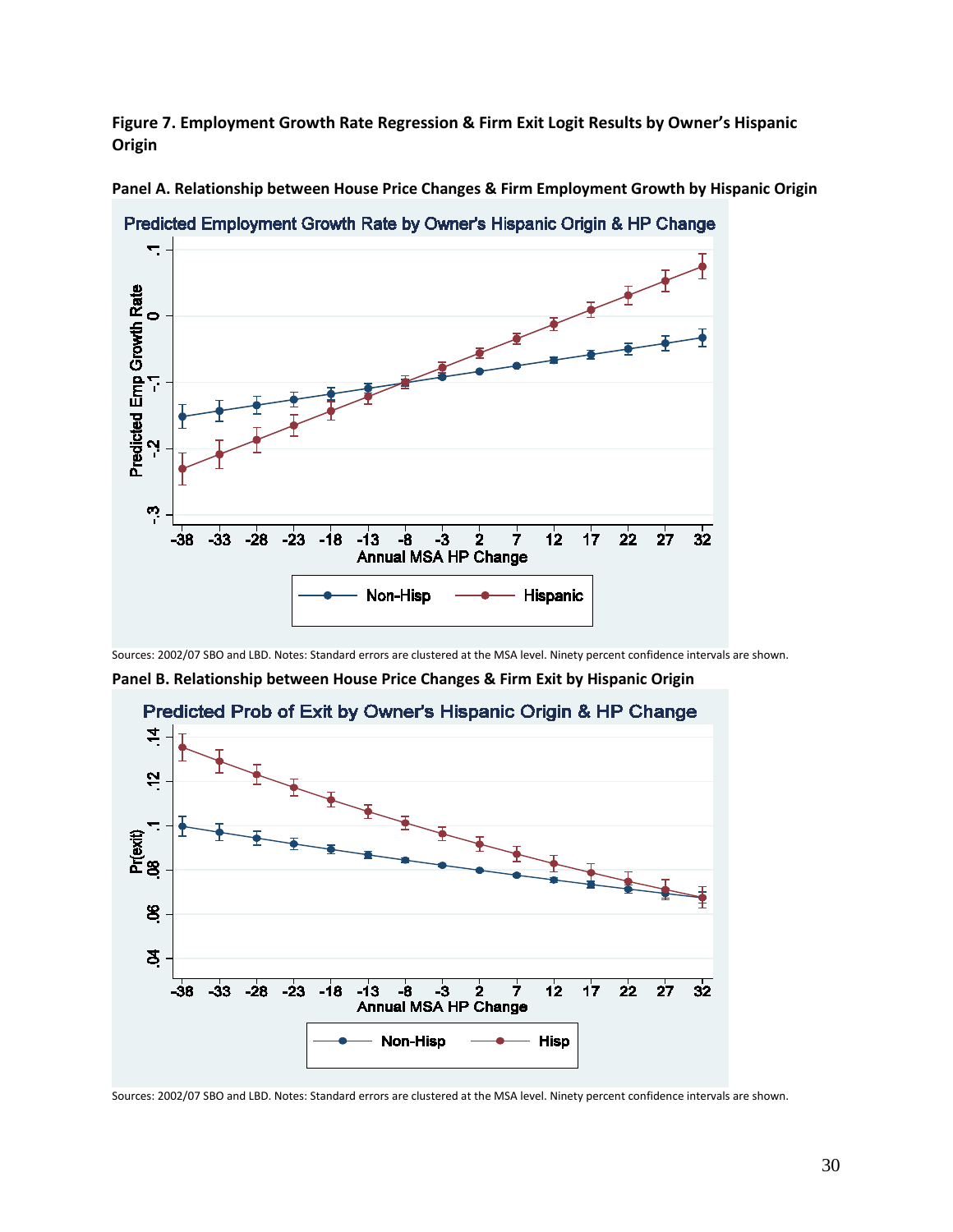**Figure 7. Employment Growth Rate Regression & Firm Exit Logit Results by Owner's Hispanic Origin**

**Panel A. Relationship between House Price Changes & Firm Employment Growth by Hispanic Origin**

Sources: 2002/07 SBO and LBD. Notes: Standard errors are clustered at the MSA level. Ninety percent confidence intervals are shown.

**Panel B. Relationship between House Price Changes & Firm Exit by Hispanic Origin**

Sources: 2002/07 SBO and LBD. Notes: Standard errors are clustered at the MSA level. Ninety percent confidence intervals are shown.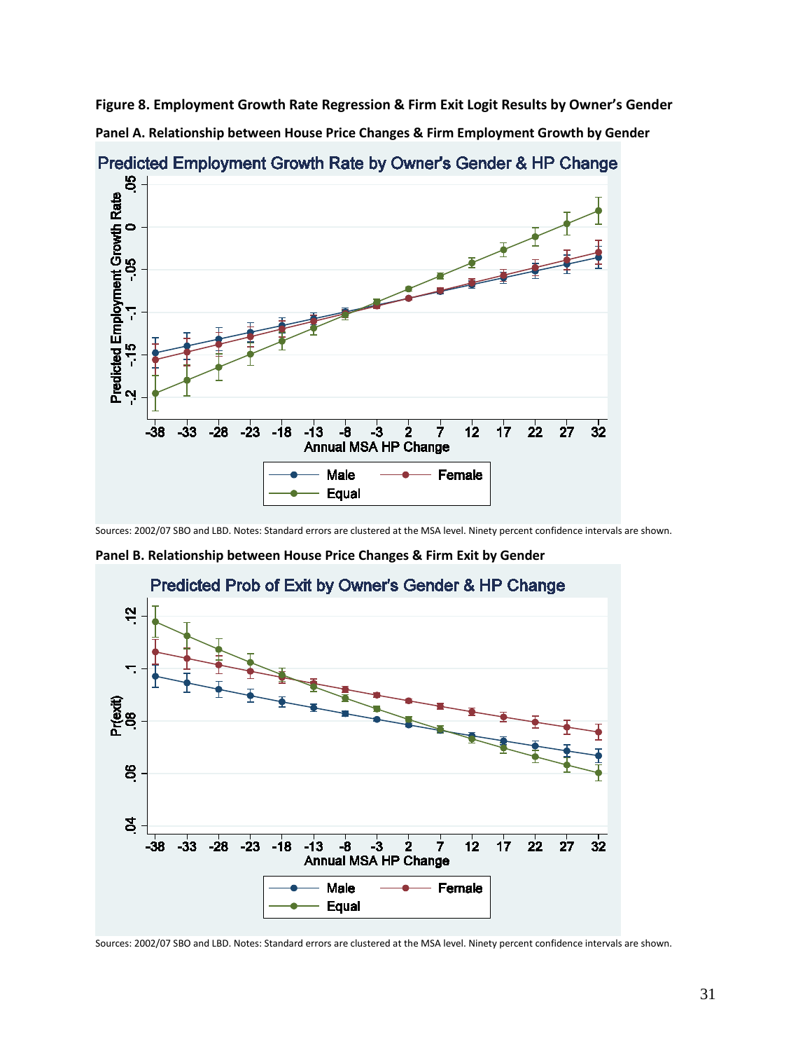**Figure 8. Employment Growth Rate Regression & Firm Exit Logit Results by Owner's Gender**

**Panel A. Relationship between House Price Changes & Firm Employment Growth by Gender**

Sources: 2002/07 SBO and LBD. Notes: Standard errors are clustered at the MSA level. Ninety percent confidence intervals are shown.

**Panel B. Relationship between House Price Changes & Firm Exit by Gender**

Sources: 2002/07 SBO and LBD. Notes: Standard errors are clustered at the MSA level. Ninety percent confidence intervals are shown.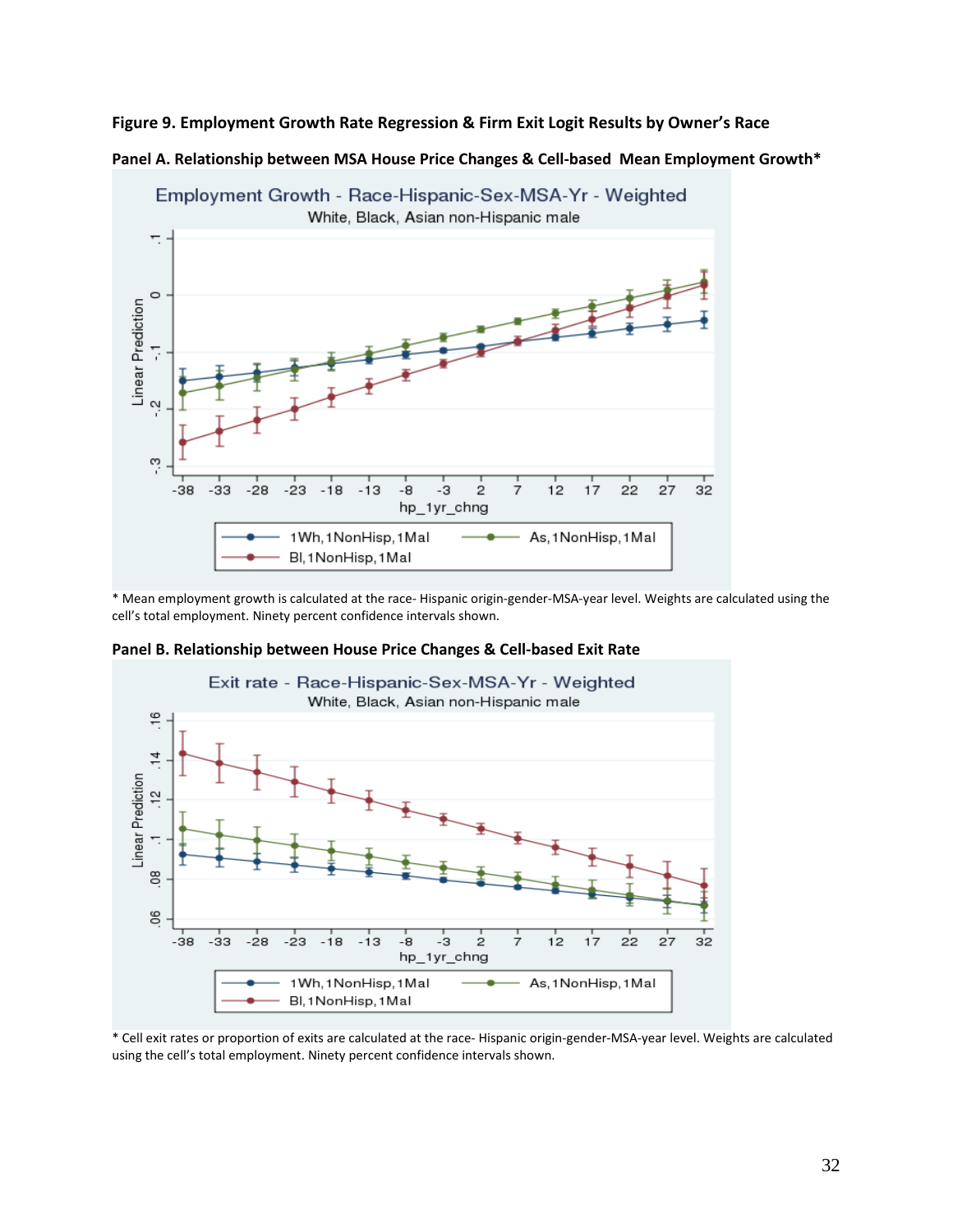**Figure 9. Employment Growth Rate Regression & Firm Exit Logit Results by Owner's Race**

**Panel A. Relationship between MSA House Price Changes & Cell-based Mean Employment Growth***

\* Mean employment growth is calculated at the race- Hispanic origin-gender-MSA-year level. Weights are calculated using the cell's total employment. Ninety percent confidence intervals shown.

**Panel B. Relationship between House Price Changes & Cell-based Exit Rate**

\* Cell exit rates or proportion of exits are calculated at the race- Hispanic origin-gender-MSA-year level. Weights are calculated using the cell's total employment. Ninety percent confidence intervals shown.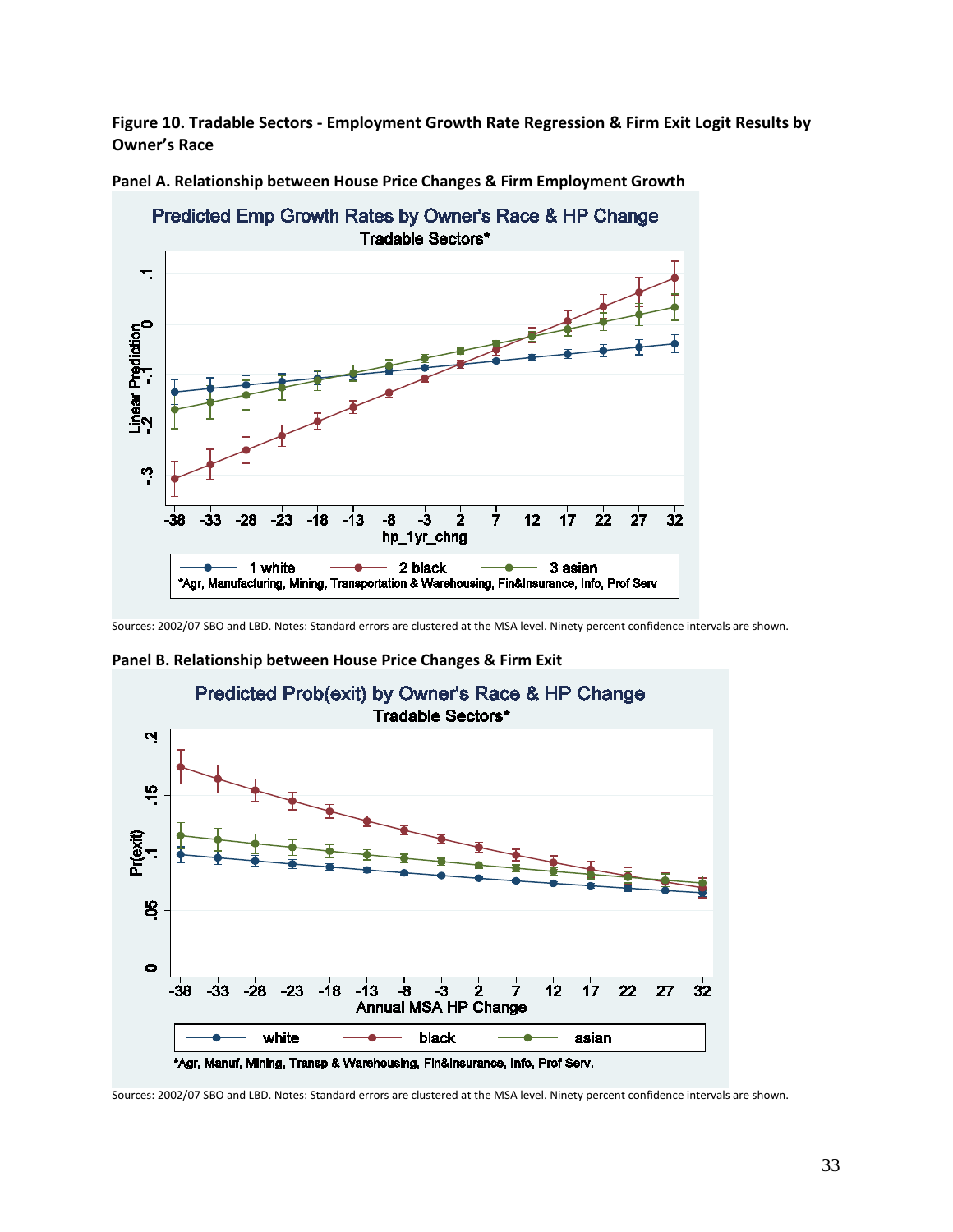**Figure 10. Tradable Sectors - Employment Growth Rate Regression & Firm Exit Logit Results by Owner's Race**

**Panel A. Relationship between House Price Changes & Firm Employment Growth**

Sources: 2002/07 SBO and LBD. Notes: Standard errors are clustered at the MSA level. Ninety percent confidence intervals are shown.

**Panel B. Relationship between House Price Changes & Firm Exit**

Sources: 2002/07 SBO and LBD. Notes: Standard errors are clustered at the MSA level. Ninety percent confidence intervals are shown.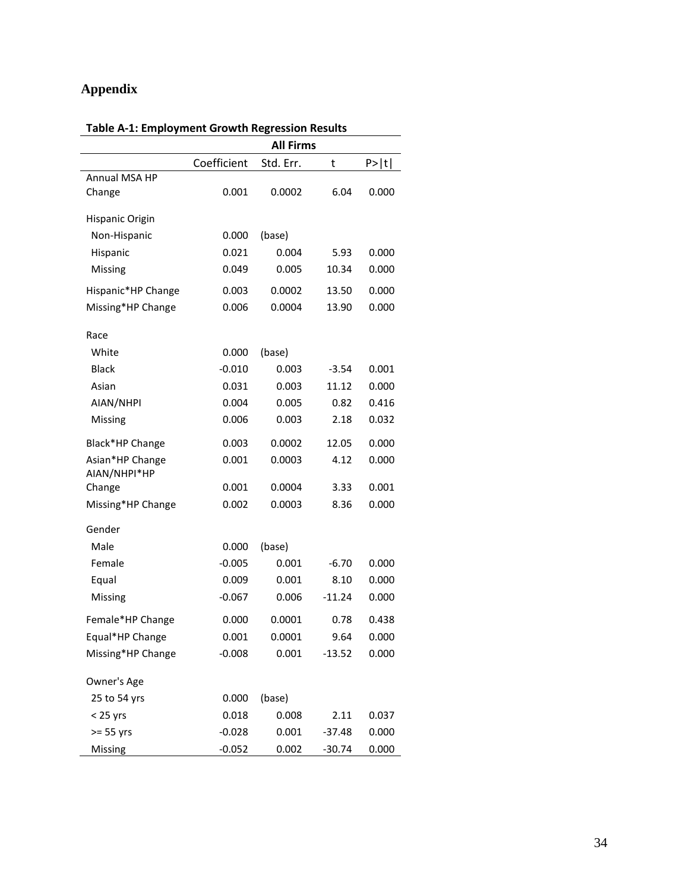# Appendix

**Table A-1: Employment Growth Regression Results**

| | All Firms | | | |
|---|---|---|---|---|
| | Coefficient | Std. Err. | t | P>\|t\| |
| Annual MSA HP Change | 0.001 | 0.0002 | 6.04 | 0.000 |
| Hispanic Origin | | | | |
| Non-Hispanic | 0.000 | (base) | | |
| Hispanic | 0.021 | 0.004 | 5.93 | 0.000 |
| Missing | 0.049 | 0.005 | 10.34 | 0.000 |
| Hispanic*HP Change | 0.003 | 0.0002 | 13.50 | 0.000 |
| Missing*HP Change | 0.006 | 0.0004 | 13.90 | 0.000 |
| Race | | | | |
| White | 0.000 | (base) | | |
| Black | -0.010 | 0.003 | -3.54 | 0.001 |
| Asian | 0.031 | 0.003 | 11.12 | 0.000 |
| AIAN/NHPI | 0.004 | 0.005 | 0.82 | 0.416 |
| Missing | 0.006 | 0.003 | 2.18 | 0.032 |
| Black*HP Change | 0.003 | 0.0002 | 12.05 | 0.000 |
| Asian*HP Change | 0.001 | 0.0003 | 4.12 | 0.000 |
| AIAN/NHPI*HP Change | 0.001 | 0.0004 | 3.33 | 0.001 |
| Missing*HP Change | 0.002 | 0.0003 | 8.36 | 0.000 |
| Gender | | | | |
| Male | 0.000 | (base) | | |
| Female | -0.005 | 0.001 | -6.70 | 0.000 |
| Equal | 0.009 | 0.001 | 8.10 | 0.000 |
| Missing | -0.067 | 0.006 | -11.24 | 0.000 |
| Female*HP Change | 0.000 | 0.0001 | 0.78 | 0.438 |
| Equal*HP Change | 0.001 | 0.0001 | 9.64 | 0.000 |
| Missing*HP Change | -0.008 | 0.001 | -13.52 | 0.000 |
| Owner's Age | | | | |
| 25 to 54 yrs | 0.000 | (base) | | |
| < 25 yrs | 0.018 | 0.008 | 2.11 | 0.037 |
| >= 55 yrs | -0.028 | 0.001 | -37.48 | 0.000 |
| Missing | -0.052 | 0.002 | -30.74 | 0.000 |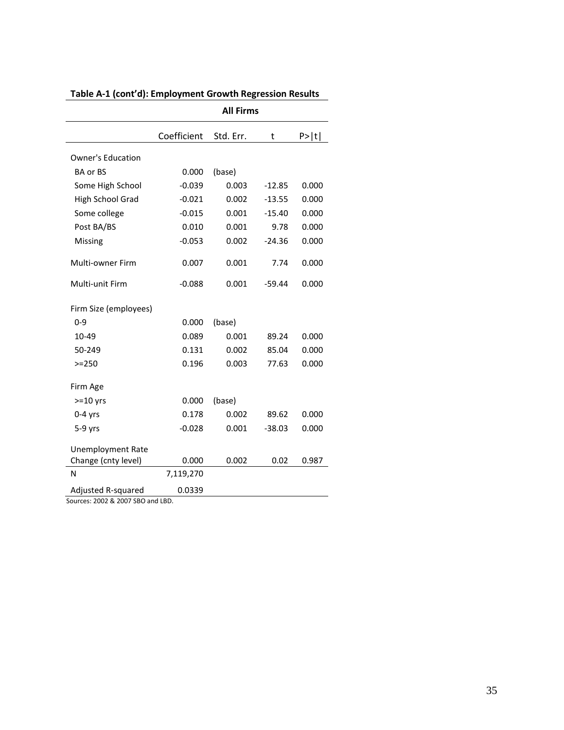**Table A-1 (cont'd): Employment Growth Regression Results**

| | All Firms | | | |
|---|---|---|---|---|
| | Coefficient | Std. Err. | t | P>\|t\| |
| Owner's Education | | | | |
| BA or BS | 0.000 | (base) | | |
| Some High School | -0.039 | 0.003 | -12.85 | 0.000 |
| High School Grad | -0.021 | 0.002 | -13.55 | 0.000 |
| Some college | -0.015 | 0.001 | -15.40 | 0.000 |
| Post BA/BS | 0.010 | 0.001 | 9.78 | 0.000 |
| Missing | -0.053 | 0.002 | -24.36 | 0.000 |
| Multi-owner Firm | 0.007 | 0.001 | 7.74 | 0.000 |
| Multi-unit Firm | -0.088 | 0.001 | -59.44 | 0.000 |
| Firm Size (employees) | | | | |
| 0-9 | 0.000 | (base) | | |
| 10-49 | 0.089 | 0.001 | 89.24 | 0.000 |
| 50-249 | 0.131 | 0.002 | 85.04 | 0.000 |
| >=250 | 0.196 | 0.003 | 77.63 | 0.000 |
| Firm Age | | | | |
| >=10 yrs | 0.000 | (base) | | |
| 0-4 yrs | 0.178 | 0.002 | 89.62 | 0.000 |
| 5-9 yrs | -0.028 | 0.001 | -38.03 | 0.000 |
| Unemployment Rate Change (cnty level) | 0.000 | 0.002 | 0.02 | 0.987 |
| N | 7,119,270 | | | |
| Adjusted R-squared | 0.0339 | | | |

Sources: 2002 & 2007 SBO and LBD.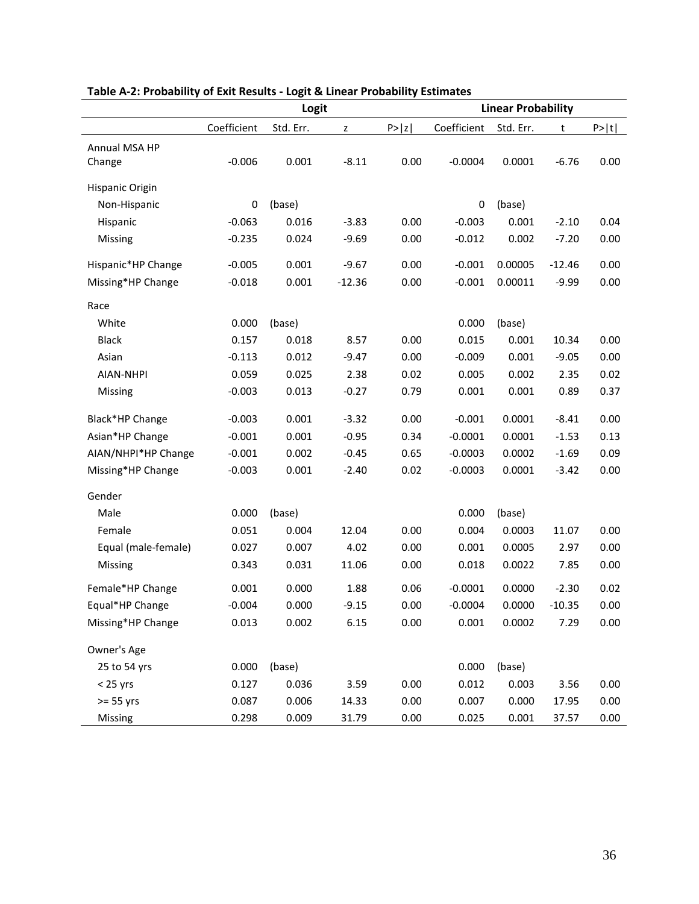**Table A-2: Probability of Exit Results - Logit & Linear Probability Estimates**

| | Logit | | | | Linear Probability | | | |
|---|---|---|---|---|---|---|---|---|
| | Coefficient | Std. Err. | z | P>\|z\| | Coefficient | Std. Err. | t | P>\|t\| |
| Annual MSA HP Change | -0.006 | 0.001 | -8.11 | 0.00 | -0.0004 | 0.0001 | -6.76 | 0.00 |
| Hispanic Origin | | | | | | | | |
| Non-Hispanic | 0 | (base) | | | 0 | (base) | | |
| Hispanic | -0.063 | 0.016 | -3.83 | 0.00 | -0.003 | 0.001 | -2.10 | 0.04 |
| Missing | -0.235 | 0.024 | -9.69 | 0.00 | -0.012 | 0.002 | -7.20 | 0.00 |
| Hispanic*HP Change | -0.005 | 0.001 | -9.67 | 0.00 | -0.001 | 0.00005 | -12.46 | 0.00 |
| Missing*HP Change | -0.018 | 0.001 | -12.36 | 0.00 | -0.001 | 0.00011 | -9.99 | 0.00 |
| Race | | | | | | | | |
| White | 0.000 | (base) | | | 0.000 | (base) | | |
| Black | 0.157 | 0.018 | 8.57 | 0.00 | 0.015 | 0.001 | 10.34 | 0.00 |
| Asian | -0.113 | 0.012 | -9.47 | 0.00 | -0.009 | 0.001 | -9.05 | 0.00 |
| AIAN-NHPI | 0.059 | 0.025 | 2.38 | 0.02 | 0.005 | 0.002 | 2.35 | 0.02 |
| Missing | -0.003 | 0.013 | -0.27 | 0.79 | 0.001 | 0.001 | 0.89 | 0.37 |
| Black*HP Change | -0.003 | 0.001 | -3.32 | 0.00 | -0.001 | 0.0001 | -8.41 | 0.00 |
| Asian*HP Change | -0.001 | 0.001 | -0.95 | 0.34 | -0.0001 | 0.0001 | -1.53 | 0.13 |
| AIAN/NHPI*HP Change | -0.001 | 0.002 | -0.45 | 0.65 | -0.0003 | 0.0002 | -1.69 | 0.09 |
| Missing*HP Change | -0.003 | 0.001 | -2.40 | 0.02 | -0.0003 | 0.0001 | -3.42 | 0.00 |
| Gender | | | | | | | | |
| Male | 0.000 | (base) | | | 0.000 | (base) | | |
| Female | 0.051 | 0.004 | 12.04 | 0.00 | 0.004 | 0.0003 | 11.07 | 0.00 |
| Equal (male-female) | 0.027 | 0.007 | 4.02 | 0.00 | 0.001 | 0.0005 | 2.97 | 0.00 |
| Missing | 0.343 | 0.031 | 11.06 | 0.00 | 0.018 | 0.0022 | 7.85 | 0.00 |
| Female*HP Change | 0.001 | 0.000 | 1.88 | 0.06 | -0.0001 | 0.0000 | -2.30 | 0.02 |
| Equal*HP Change | -0.004 | 0.000 | -9.15 | 0.00 | -0.0004 | 0.0000 | -10.35 | 0.00 |
| Missing*HP Change | 0.013 | 0.002 | 6.15 | 0.00 | 0.001 | 0.0002 | 7.29 | 0.00 |
| Owner's Age | | | | | | | | |
| 25 to 54 yrs | 0.000 | (base) | | | 0.000 | (base) | | |
| < 25 yrs | 0.127 | 0.036 | 3.59 | 0.00 | 0.012 | 0.003 | 3.56 | 0.00 |
| >= 55 yrs | 0.087 | 0.006 | 14.33 | 0.00 | 0.007 | 0.000 | 17.95 | 0.00 |
| Missing | 0.298 | 0.009 | 31.79 | 0.00 | 0.025 | 0.001 | 37.57 | 0.00 |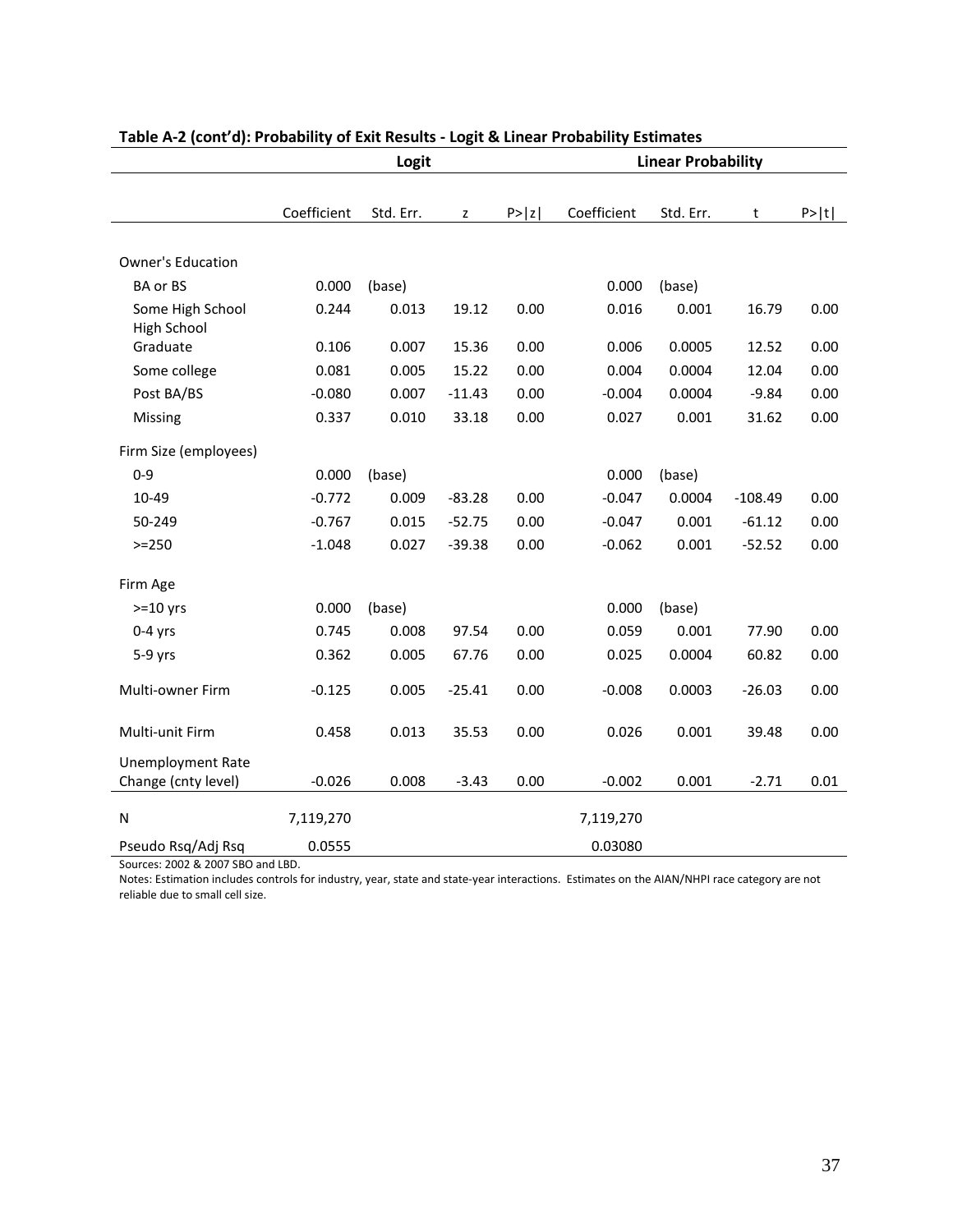**Table A-2 (cont'd): Probability of Exit Results - Logit & Linear Probability Estimates**

| | Logit | | | | Linear Probability | | | |
|---|---|---|---|---|---|---|---|---|
| | Coefficient | Std. Err. | z | P>\|z\| | Coefficient | Std. Err. | t | P>\|t\| |
| Owner's Education | | | | | | | | |
| BA or BS | 0.000 | (base) | | | 0.000 | (base) | | |
| Some High School | 0.244 | 0.013 | 19.12 | 0.00 | 0.016 | 0.001 | 16.79 | 0.00 |
| High School Graduate | 0.106 | 0.007 | 15.36 | 0.00 | 0.006 | 0.0005 | 12.52 | 0.00 |
| Some college | 0.081 | 0.005 | 15.22 | 0.00 | 0.004 | 0.0004 | 12.04 | 0.00 |
| Post BA/BS | -0.080 | 0.007 | -11.43 | 0.00 | -0.004 | 0.0004 | -9.84 | 0.00 |
| Missing | 0.337 | 0.010 | 33.18 | 0.00 | 0.027 | 0.001 | 31.62 | 0.00 |
| Firm Size (employees) | | | | | | | | |
| 0-9 | 0.000 | (base) | | | 0.000 | (base) | | |
| 10-49 | -0.772 | 0.009 | -83.28 | 0.00 | -0.047 | 0.0004 | -108.49 | 0.00 |
| 50-249 | -0.767 | 0.015 | -52.75 | 0.00 | -0.047 | 0.001 | -61.12 | 0.00 |
| >=250 | -1.048 | 0.027 | -39.38 | 0.00 | -0.062 | 0.001 | -52.52 | 0.00 |
| Firm Age | | | | | | | | |
| >=10 yrs | 0.000 | (base) | | | 0.000 | (base) | | |
| 0-4 yrs | 0.745 | 0.008 | 97.54 | 0.00 | 0.059 | 0.001 | 77.90 | 0.00 |
| 5-9 yrs | 0.362 | 0.005 | 67.76 | 0.00 | 0.025 | 0.0004 | 60.82 | 0.00 |
| Multi-owner Firm | -0.125 | 0.005 | -25.41 | 0.00 | -0.008 | 0.0003 | -26.03 | 0.00 |
| Multi-unit Firm | 0.458 | 0.013 | 35.53 | 0.00 | 0.026 | 0.001 | 39.48 | 0.00 |
| Unemployment Rate Change (cnty level) | -0.026 | 0.008 | -3.43 | 0.00 | -0.002 | 0.001 | -2.71 | 0.01 |
| N | 7,119,270 | | | | 7,119,270 | | | |
| Pseudo Rsq/Adj Rsq | 0.0555 | | | | 0.03080 | | | |

Sources: 2002 & 2007 SBO and LBD.

Notes: Estimation includes controls for industry, year, state and state-year interactions. Estimates on the AIAN/NHPI race category are not reliable due to small cell size.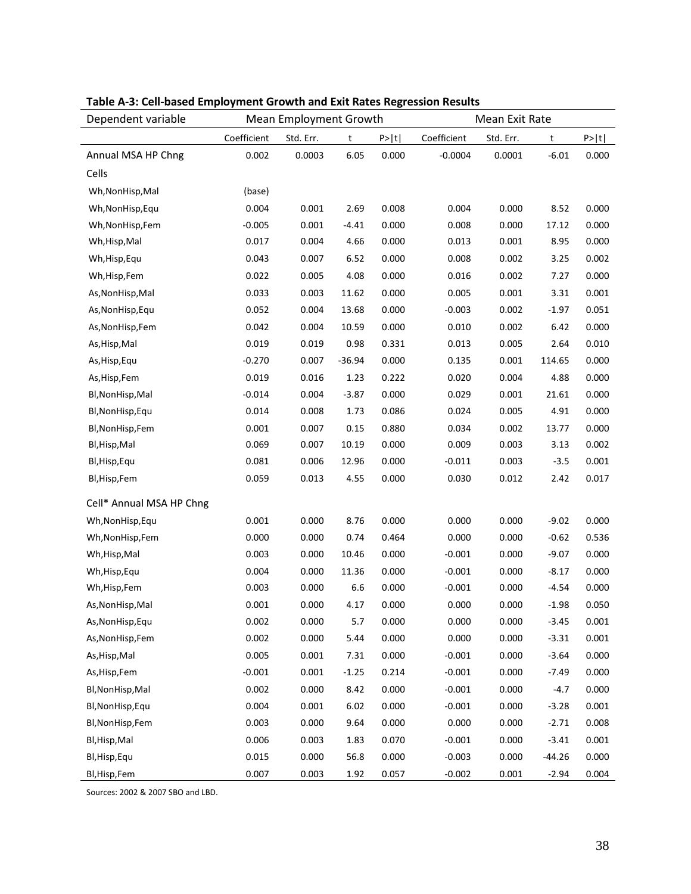**Table A-3: Cell-based Employment Growth and Exit Rates Regression Results**

| Dependent variable | Mean Employment Growth | | | | Mean Exit Rate | | | |
|---|---|---|---|---|---|---|---|---|
| | Coefficient | Std. Err. | t | P>\|t\| | Coefficient | Std. Err. | t | P>\|t\| |
| Annual MSA HP Chng | 0.002 | 0.0003 | 6.05 | 0.000 | -0.0004 | 0.0001 | -6.01 | 0.000 |
| Cells | | | | | | | | |
| Wh,NonHisp,Mal | (base) | | | | | | | |
| Wh,NonHisp,Equ | 0.004 | 0.001 | 2.69 | 0.008 | 0.004 | 0.000 | 8.52 | 0.000 |
| Wh,NonHisp,Fem | -0.005 | 0.001 | -4.41 | 0.000 | 0.008 | 0.000 | 17.12 | 0.000 |
| Wh,Hisp,Mal | 0.017 | 0.004 | 4.66 | 0.000 | 0.013 | 0.001 | 8.95 | 0.000 |
| Wh,Hisp,Equ | 0.043 | 0.007 | 6.52 | 0.000 | 0.008 | 0.002 | 3.25 | 0.002 |
| Wh,Hisp,Fem | 0.022 | 0.005 | 4.08 | 0.000 | 0.016 | 0.002 | 7.27 | 0.000 |
| As,NonHisp,Mal | 0.033 | 0.003 | 11.62 | 0.000 | 0.005 | 0.001 | 3.31 | 0.001 |
| As,NonHisp,Equ | 0.052 | 0.004 | 13.68 | 0.000 | -0.003 | 0.002 | -1.97 | 0.051 |
| As,NonHisp,Fem | 0.042 | 0.004 | 10.59 | 0.000 | 0.010 | 0.002 | 6.42 | 0.000 |
| As,Hisp,Mal | 0.019 | 0.019 | 0.98 | 0.331 | 0.013 | 0.005 | 2.64 | 0.010 |
| As,Hisp,Equ | -0.270 | 0.007 | -36.94 | 0.000 | 0.135 | 0.001 | 114.65 | 0.000 |
| As,Hisp,Fem | 0.019 | 0.016 | 1.23 | 0.222 | 0.020 | 0.004 | 4.88 | 0.000 |
| Bl,NonHisp,Mal | -0.014 | 0.004 | -3.87 | 0.000 | 0.029 | 0.001 | 21.61 | 0.000 |
| Bl,NonHisp,Equ | 0.014 | 0.008 | 1.73 | 0.086 | 0.024 | 0.005 | 4.91 | 0.000 |
| Bl,NonHisp,Fem | 0.001 | 0.007 | 0.15 | 0.880 | 0.034 | 0.002 | 13.77 | 0.000 |
| Bl,Hisp,Mal | 0.069 | 0.007 | 10.19 | 0.000 | 0.009 | 0.003 | 3.13 | 0.002 |
| Bl,Hisp,Equ | 0.081 | 0.006 | 12.96 | 0.000 | -0.011 | 0.003 | -3.5 | 0.001 |
| Bl,Hisp,Fem | 0.059 | 0.013 | 4.55 | 0.000 | 0.030 | 0.012 | 2.42 | 0.017 |
| Cell* Annual MSA HP Chng | | | | | | | | |
| Wh,NonHisp,Equ | 0.001 | 0.000 | 8.76 | 0.000 | 0.000 | 0.000 | -9.02 | 0.000 |
| Wh,NonHisp,Fem | 0.000 | 0.000 | 0.74 | 0.464 | 0.000 | 0.000 | -0.62 | 0.536 |
| Wh,Hisp,Mal | 0.003 | 0.000 | 10.46 | 0.000 | -0.001 | 0.000 | -9.07 | 0.000 |
| Wh,Hisp,Equ | 0.004 | 0.000 | 11.36 | 0.000 | -0.001 | 0.000 | -8.17 | 0.000 |
| Wh,Hisp,Fem | 0.003 | 0.000 | 6.6 | 0.000 | -0.001 | 0.000 | -4.54 | 0.000 |
| As,NonHisp,Mal | 0.001 | 0.000 | 4.17 | 0.000 | 0.000 | 0.000 | -1.98 | 0.050 |
| As,NonHisp,Equ | 0.002 | 0.000 | 5.7 | 0.000 | 0.000 | 0.000 | -3.45 | 0.001 |
| As,NonHisp,Fem | 0.002 | 0.000 | 5.44 | 0.000 | 0.000 | 0.000 | -3.31 | 0.001 |
| As,Hisp,Mal | 0.005 | 0.001 | 7.31 | 0.000 | -0.001 | 0.000 | -3.64 | 0.000 |
| As,Hisp,Fem | -0.001 | 0.001 | -1.25 | 0.214 | -0.001 | 0.000 | -7.49 | 0.000 |
| Bl,NonHisp,Mal | 0.002 | 0.000 | 8.42 | 0.000 | -0.001 | 0.000 | -4.7 | 0.000 |
| Bl,NonHisp,Equ | 0.004 | 0.001 | 6.02 | 0.000 | -0.001 | 0.000 | -3.28 | 0.001 |
| Bl,NonHisp,Fem | 0.003 | 0.000 | 9.64 | 0.000 | 0.000 | 0.000 | -2.71 | 0.008 |
| Bl,Hisp,Mal | 0.006 | 0.003 | 1.83 | 0.070 | -0.001 | 0.000 | -3.41 | 0.001 |
| Bl,Hisp,Equ | 0.015 | 0.000 | 56.8 | 0.000 | -0.003 | 0.000 | -44.26 | 0.000 |
| Bl,Hisp,Fem | 0.007 | 0.003 | 1.92 | 0.057 | -0.002 | 0.001 | -2.94 | 0.004 |

Sources: 2002 & 2007 SBO and LBD.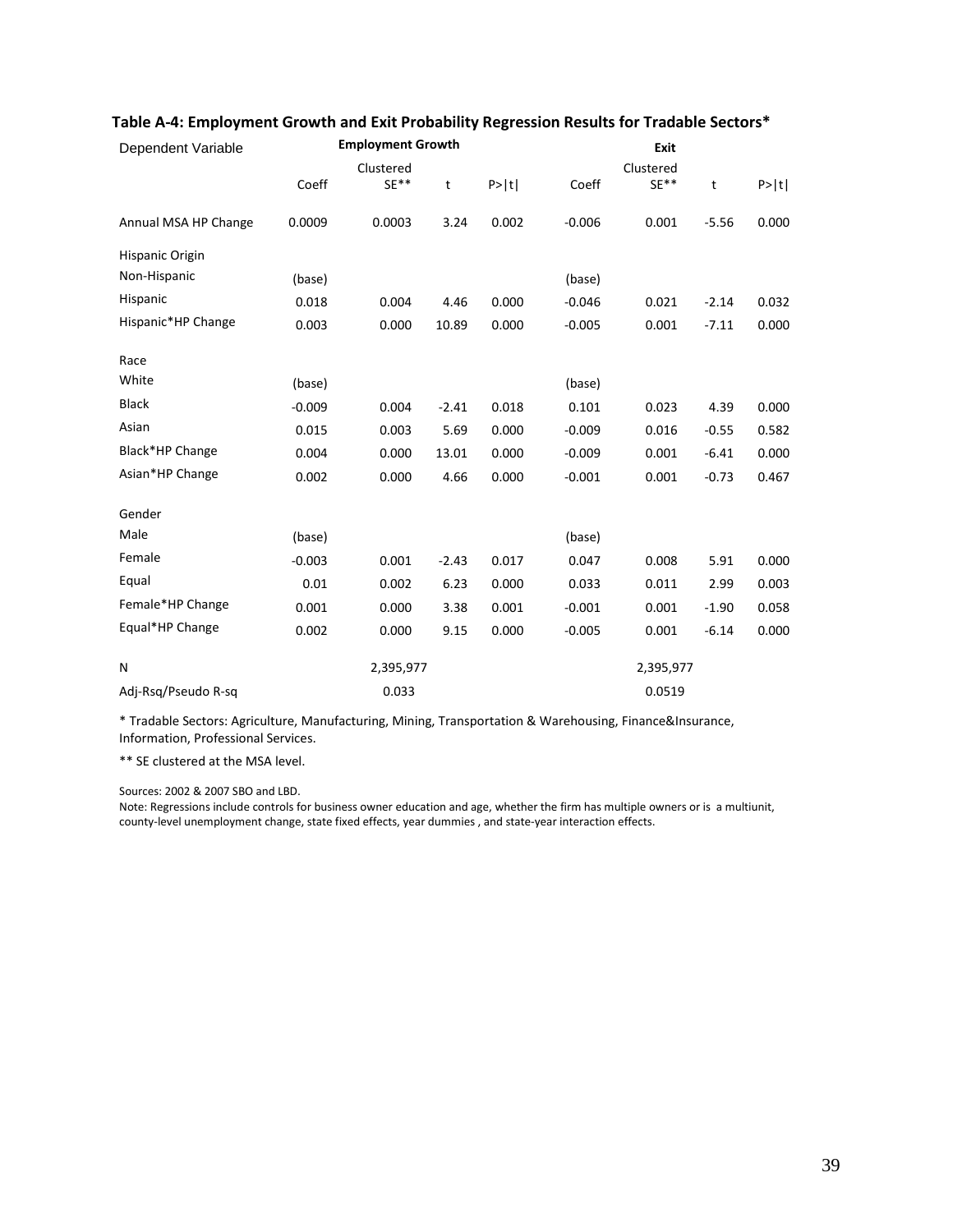**Table A-4: Employment Growth and Exit Probability Regression Results for Tradable Sectors***

| Dependent Variable | Employment Growth | | | | Exit | | | |
|---|---|---|---|---|---|---|---|---|
| | Coeff | Clustered SE** | t | P>\|t\| | Coeff | Clustered SE** | t | P>\|t\| |
| Annual MSA HP Change | 0.0009 | 0.0003 | 3.24 | 0.002 | -0.006 | 0.001 | -5.56 | 0.000 |
| Hispanic Origin | | | | | | | | |
| Non-Hispanic | (base) | | | | (base) | | | |
| Hispanic | 0.018 | 0.004 | 4.46 | 0.000 | -0.046 | 0.021 | -2.14 | 0.032 |
| Hispanic*HP Change | 0.003 | 0.000 | 10.89 | 0.000 | -0.005 | 0.001 | -7.11 | 0.000 |
| Race | | | | | | | | |
| White | (base) | | | | (base) | | | |
| Black | -0.009 | 0.004 | -2.41 | 0.018 | 0.101 | 0.023 | 4.39 | 0.000 |
| Asian | 0.015 | 0.003 | 5.69 | 0.000 | -0.009 | 0.016 | -0.55 | 0.582 |
| Black*HP Change | 0.004 | 0.000 | 13.01 | 0.000 | -0.009 | 0.001 | -6.41 | 0.000 |
| Asian*HP Change | 0.002 | 0.000 | 4.66 | 0.000 | -0.001 | 0.001 | -0.73 | 0.467 |
| Gender | | | | | | | | |
| Male | (base) | | | | (base) | | | |
| Female | -0.003 | 0.001 | -2.43 | 0.017 | 0.047 | 0.008 | 5.91 | 0.000 |
| Equal | 0.01 | 0.002 | 6.23 | 0.000 | 0.033 | 0.011 | 2.99 | 0.003 |
| Female*HP Change | 0.001 | 0.000 | 3.38 | 0.001 | -0.001 | 0.001 | -1.90 | 0.058 |
| Equal*HP Change | 0.002 | 0.000 | 9.15 | 0.000 | -0.005 | 0.001 | -6.14 | 0.000 |
| N | | 2,395,977 | | | | 2,395,977 | | |
| Adj-Rsq/Pseudo R-sq | | 0.033 | | | | 0.0519 | | |

* Tradable Sectors: Agriculture, Manufacturing, Mining, Transportation & Warehousing, Finance&Insurance, Information, Professional Services.

** SE clustered at the MSA level.

Sources: 2002 & 2007 SBO and LBD.

Note: Regressions include controls for business owner education and age, whether the firm has multiple owners or is a multiunit, county-level unemployment change, state fixed effects, year dummies , and state-year interaction effects.